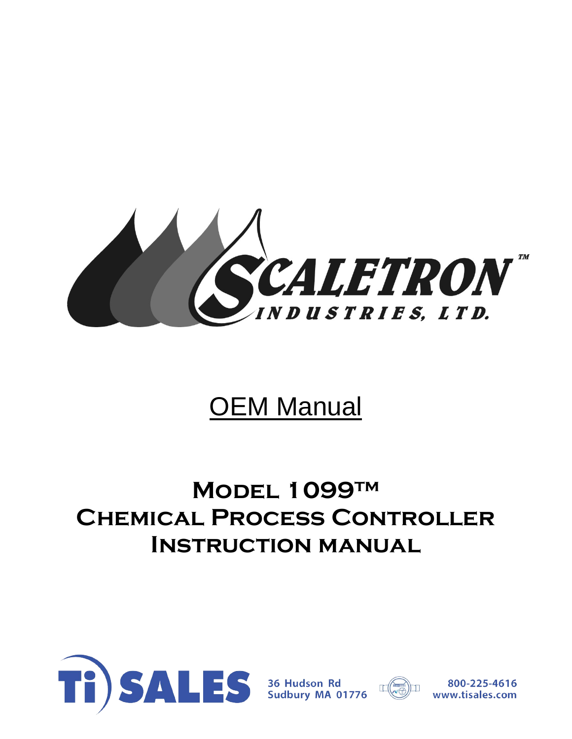SCALETRON™

INDUSTRIES, LTD.

# OEM Manual

# Model 1099™ Chemical Process Controller Instruction manual

Ti) SALES

36 Hudson Rd
Sudbury MA 01776

800-225-4616
www.tisales.com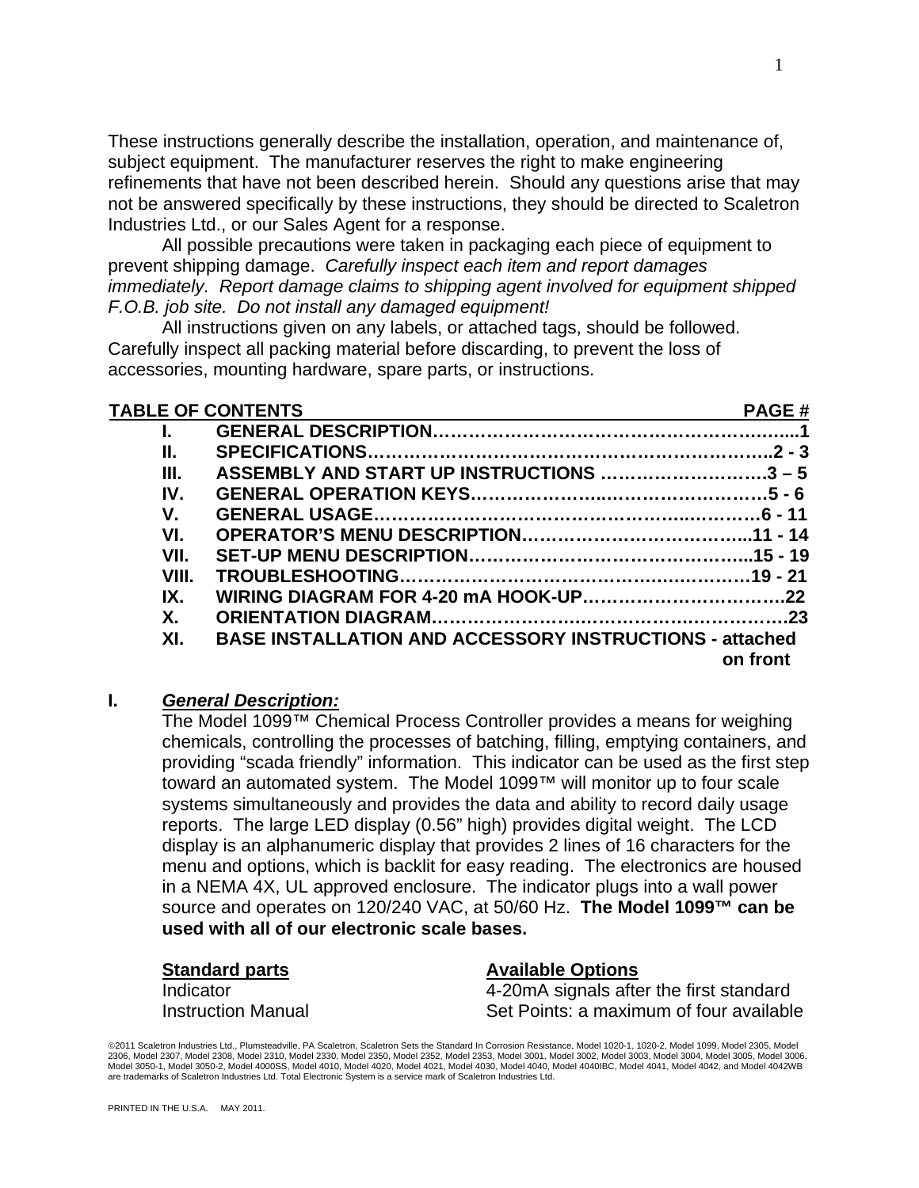These instructions generally describe the installation, operation, and maintenance of, subject equipment. The manufacturer reserves the right to make engineering refinements that have not been described herein. Should any questions arise that may not be answered specifically by these instructions, they should be directed to Scaletron Industries Ltd., or our Sales Agent for a response.

All possible precautions were taken in packaging each piece of equipment to prevent shipping damage. *Carefully inspect each item and report damages immediately. Report damage claims to shipping agent involved for equipment shipped F.O.B. job site. Do not install any damaged equipment!*

All instructions given on any labels, or attached tags, should be followed. Carefully inspect all packing material before discarding, to prevent the loss of accessories, mounting hardware, spare parts, or instructions.

| **TABLE OF CONTENTS** | | **PAGE #** |
|---|---|---|
| **I.** | **GENERAL DESCRIPTION** | **1** |
| **II.** | **SPECIFICATIONS** | **2 - 3** |
| **III.** | **ASSEMBLY AND START UP INSTRUCTIONS** | **3 – 5** |
| **IV.** | **GENERAL OPERATION KEYS** | **5 - 6** |
| **V.** | **GENERAL USAGE** | **6 - 11** |
| **VI.** | **OPERATOR'S MENU DESCRIPTION** | **11 - 14** |
| **VII.** | **SET-UP MENU DESCRIPTION** | **15 - 19** |
| **VIII.** | **TROUBLESHOOTING** | **19 - 21** |
| **IX.** | **WIRING DIAGRAM FOR 4-20 mA HOOK-UP** | **22** |
| **X.** | **ORIENTATION DIAGRAM** | **23** |
| **XI.** | **BASE INSTALLATION AND ACCESSORY INSTRUCTIONS** | **attached on front** |

## I. *General Description:*

The Model 1099™ Chemical Process Controller provides a means for weighing chemicals, controlling the processes of batching, filling, emptying containers, and providing "scada friendly" information. This indicator can be used as the first step toward an automated system. The Model 1099™ will monitor up to four scale systems simultaneously and provides the data and ability to record daily usage reports. The large LED display (0.56" high) provides digital weight. The LCD display is an alphanumeric display that provides 2 lines of 16 characters for the menu and options, which is backlit for easy reading. The electronics are housed in a NEMA 4X, UL approved enclosure. The indicator plugs into a wall power source and operates on 120/240 VAC, at 50/60 Hz. **The Model 1099™ can be used with all of our electronic scale bases.**

| **Standard parts** | **Available Options** |
|---|---|
| Indicator | 4-20mA signals after the first standard |
| Instruction Manual | Set Points: a maximum of four available |

©2011 Scaletron Industries Ltd., Plumsteadville, PA Scaletron, Scaletron Sets the Standard In Corrosion Resistance, Model 1020-1, 1020-2, Model 1099, Model 2305, Model 2306, Model 2307, Model 2308, Model 2310, Model 2330, Model 2350, Model 2352, Model 2353, Model 3001, Model 3002, Model 3003, Model 3004, Model 3005, Model 3006, Model 3050-1, Model 3050-2, Model 4000SS, Model 4010, Model 4020, Model 4021, Model 4030, Model 4040, Model 4040IBC, Model 4041, Model 4042, and Model 4042WB are trademarks of Scaletron Industries Ltd. Total Electronic System is a service mark of Scaletron Industries Ltd.

PRINTED IN THE U.S.A. MAY 2011.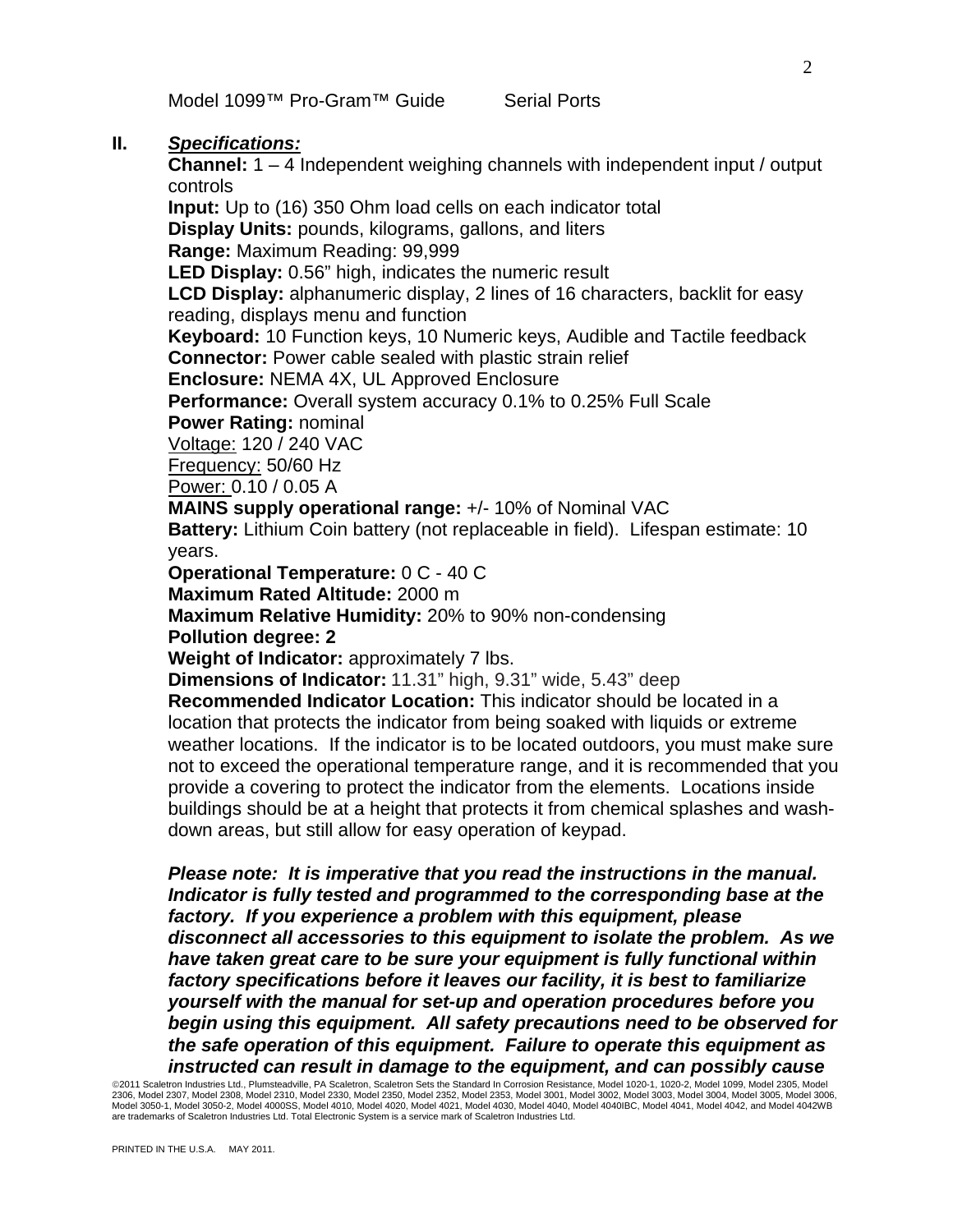## II. ***Specifications:***

**Channel:** 1 – 4 Independent weighing channels with independent input / output controls
**Input:** Up to (16) 350 Ohm load cells on each indicator total
**Display Units:** pounds, kilograms, gallons, and liters
**Range:** Maximum Reading: 99,999
**LED Display:** 0.56" high, indicates the numeric result
**LCD Display:** alphanumeric display, 2 lines of 16 characters, backlit for easy reading, displays menu and function
**Keyboard:** 10 Function keys, 10 Numeric keys, Audible and Tactile feedback
**Connector:** Power cable sealed with plastic strain relief
**Enclosure:** NEMA 4X, UL Approved Enclosure
**Performance:** Overall system accuracy 0.1% to 0.25% Full Scale
**Power Rating:** nominal
Voltage: 120 / 240 VAC
Frequency: 50/60 Hz
Power: 0.10 / 0.05 A
**MAINS supply operational range:** +/- 10% of Nominal VAC
**Battery:** Lithium Coin battery (not replaceable in field). Lifespan estimate: 10 years.
**Operational Temperature:** 0 C - 40 C
**Maximum Rated Altitude:** 2000 m
**Maximum Relative Humidity:** 20% to 90% non-condensing
**Pollution degree: 2**
**Weight of Indicator:** approximately 7 lbs.
**Dimensions of Indicator:** 11.31" high, 9.31" wide, 5.43" deep
**Recommended Indicator Location:** This indicator should be located in a location that protects the indicator from being soaked with liquids or extreme weather locations. If the indicator is to be located outdoors, you must make sure not to exceed the operational temperature range, and it is recommended that you provide a covering to protect the indicator from the elements. Locations inside buildings should be at a height that protects it from chemical splashes and wash-down areas, but still allow for easy operation of keypad.

***Please note: It is imperative that you read the instructions in the manual. Indicator is fully tested and programmed to the corresponding base at the factory. If you experience a problem with this equipment, please disconnect all accessories to this equipment to isolate the problem. As we have taken great care to be sure your equipment is fully functional within factory specifications before it leaves our facility, it is best to familiarize yourself with the manual for set-up and operation procedures before you begin using this equipment. All safety precautions need to be observed for the safe operation of this equipment. Failure to operate this equipment as instructed can result in damage to the equipment, and can possibly cause***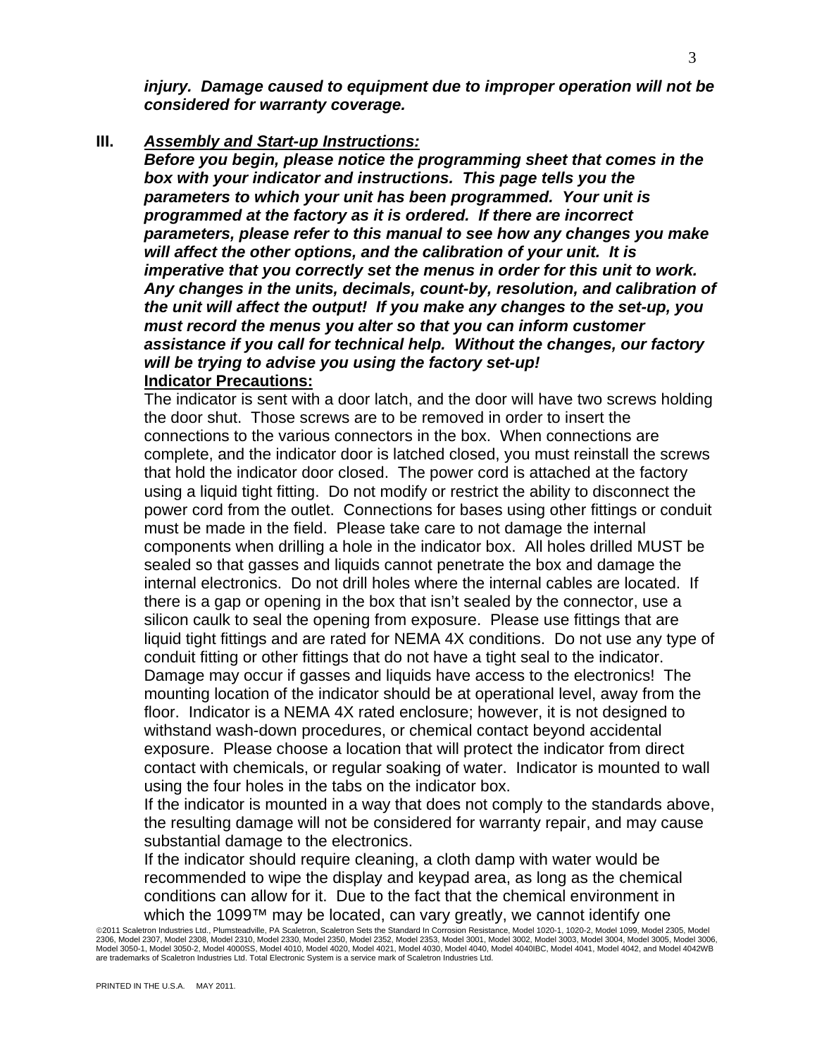***injury. Damage caused to equipment due to improper operation will not be considered for warranty coverage.***

## III. ***Assembly and Start-up Instructions:***

***Before you begin, please notice the programming sheet that comes in the box with your indicator and instructions. This page tells you the parameters to which your unit has been programmed. Your unit is programmed at the factory as it is ordered. If there are incorrect parameters, please refer to this manual to see how any changes you make will affect the other options, and the calibration of your unit. It is imperative that you correctly set the menus in order for this unit to work. Any changes in the units, decimals, count-by, resolution, and calibration of the unit will affect the output! If you make any changes to the set-up, you must record the menus you alter so that you can inform customer assistance if you call for technical help. Without the changes, our factory will be trying to advise you using the factory set-up!***

**Indicator Precautions:**

The indicator is sent with a door latch, and the door will have two screws holding the door shut. Those screws are to be removed in order to insert the connections to the various connectors in the box. When connections are complete, and the indicator door is latched closed, you must reinstall the screws that hold the indicator door closed. The power cord is attached at the factory using a liquid tight fitting. Do not modify or restrict the ability to disconnect the power cord from the outlet. Connections for bases using other fittings or conduit must be made in the field. Please take care to not damage the internal components when drilling a hole in the indicator box. All holes drilled MUST be sealed so that gasses and liquids cannot penetrate the box and damage the internal electronics. Do not drill holes where the internal cables are located. If there is a gap or opening in the box that isn't sealed by the connector, use a silicon caulk to seal the opening from exposure. Please use fittings that are liquid tight fittings and are rated for NEMA 4X conditions. Do not use any type of conduit fitting or other fittings that do not have a tight seal to the indicator. Damage may occur if gasses and liquids have access to the electronics! The mounting location of the indicator should be at operational level, away from the floor. Indicator is a NEMA 4X rated enclosure; however, it is not designed to withstand wash-down procedures, or chemical contact beyond accidental exposure. Please choose a location that will protect the indicator from direct contact with chemicals, or regular soaking of water. Indicator is mounted to wall using the four holes in the tabs on the indicator box.

If the indicator is mounted in a way that does not comply to the standards above, the resulting damage will not be considered for warranty repair, and may cause substantial damage to the electronics.

If the indicator should require cleaning, a cloth damp with water would be recommended to wipe the display and keypad area, as long as the chemical conditions can allow for it. Due to the fact that the chemical environment in which the 1099™ may be located, can vary greatly, we cannot identify one

©2011 Scaletron Industries Ltd., Plumsteadville, PA Scaletron, Scaletron Sets the Standard In Corrosion Resistance, Model 1020-1, 1020-2, Model 1099, Model 2305, Model 2306, Model 2307, Model 2308, Model 2310, Model 2330, Model 2350, Model 2352, Model 2353, Model 3001, Model 3002, Model 3003, Model 3004, Model 3005, Model 3006, Model 3050-1, Model 3050-2, Model 4000SS, Model 4010, Model 4020, Model 4021, Model 4030, Model 4040, Model 4040IBC, Model 4041, Model 4042, and Model 4042WB are trademarks of Scaletron Industries Ltd. Total Electronic System is a service mark of Scaletron Industries Ltd.

PRINTED IN THE U.S.A. MAY 2011.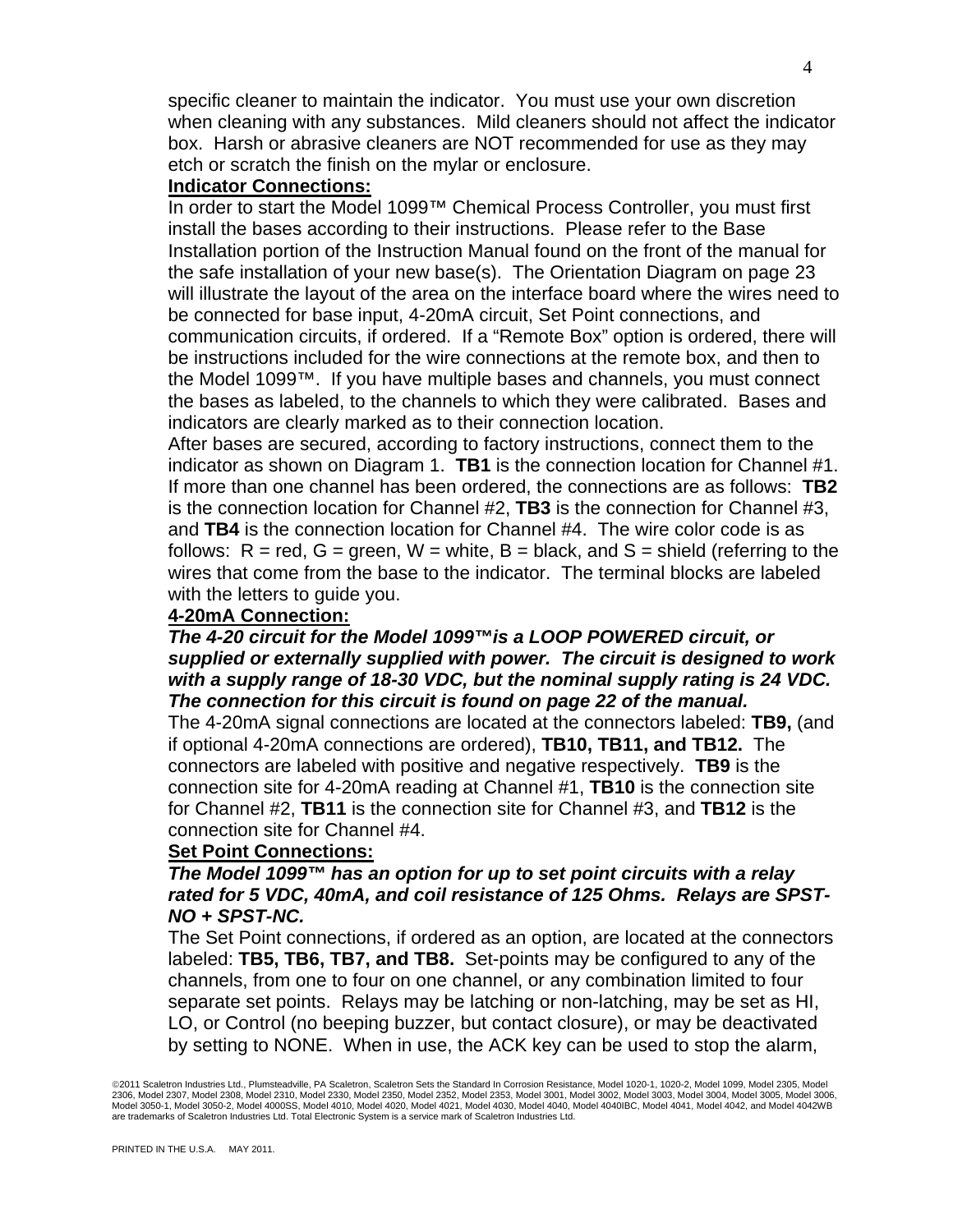specific cleaner to maintain the indicator. You must use your own discretion when cleaning with any substances. Mild cleaners should not affect the indicator box. Harsh or abrasive cleaners are NOT recommended for use as they may etch or scratch the finish on the mylar or enclosure.

**Indicator Connections:**

In order to start the Model 1099™ Chemical Process Controller, you must first install the bases according to their instructions. Please refer to the Base Installation portion of the Instruction Manual found on the front of the manual for the safe installation of your new base(s). The Orientation Diagram on page 23 will illustrate the layout of the area on the interface board where the wires need to be connected for base input, 4-20mA circuit, Set Point connections, and communication circuits, if ordered. If a "Remote Box" option is ordered, there will be instructions included for the wire connections at the remote box, and then to the Model 1099™. If you have multiple bases and channels, you must connect the bases as labeled, to the channels to which they were calibrated. Bases and indicators are clearly marked as to their connection location.

After bases are secured, according to factory instructions, connect them to the indicator as shown on Diagram 1. **TB1** is the connection location for Channel #1. If more than one channel has been ordered, the connections are as follows: **TB2** is the connection location for Channel #2, **TB3** is the connection for Channel #3, and **TB4** is the connection location for Channel #4. The wire color code is as follows: R = red, G = green, W = white, B = black, and S = shield (referring to the wires that come from the base to the indicator. The terminal blocks are labeled with the letters to guide you.

**4-20mA Connection:**

***The 4-20 circuit for the Model 1099™is a LOOP POWERED circuit, or supplied or externally supplied with power. The circuit is designed to work with a supply range of 18-30 VDC, but the nominal supply rating is 24 VDC. The connection for this circuit is found on page 22 of the manual.***

The 4-20mA signal connections are located at the connectors labeled: **TB9,** (and if optional 4-20mA connections are ordered), **TB10, TB11, and TB12.** The connectors are labeled with positive and negative respectively. **TB9** is the connection site for 4-20mA reading at Channel #1, **TB10** is the connection site for Channel #2, **TB11** is the connection site for Channel #3, and **TB12** is the connection site for Channel #4.

**Set Point Connections:**

***The Model 1099™ has an option for up to set point circuits with a relay rated for 5 VDC, 40mA, and coil resistance of 125 Ohms. Relays are SPST-NO + SPST-NC.***

The Set Point connections, if ordered as an option, are located at the connectors labeled: **TB5, TB6, TB7, and TB8.** Set-points may be configured to any of the channels, from one to four on one channel, or any combination limited to four separate set points. Relays may be latching or non-latching, may be set as HI, LO, or Control (no beeping buzzer, but contact closure), or may be deactivated by setting to NONE. When in use, the ACK key can be used to stop the alarm,

©2011 Scaletron Industries Ltd., Plumsteadville, PA Scaletron, Scaletron Sets the Standard In Corrosion Resistance, Model 1020-1, 1020-2, Model 1099, Model 2305, Model 2306, Model 2307, Model 2308, Model 2310, Model 2330, Model 2350, Model 2352, Model 2353, Model 3001, Model 3002, Model 3003, Model 3004, Model 3005, Model 3006, Model 3050-1, Model 3050-2, Model 4000SS, Model 4010, Model 4020, Model 4021, Model 4030, Model 4040, Model 4040IBC, Model 4041, Model 4042, and Model 4042WB are trademarks of Scaletron Industries Ltd. Total Electronic System is a service mark of Scaletron Industries Ltd.

PRINTED IN THE U.S.A. MAY 2011.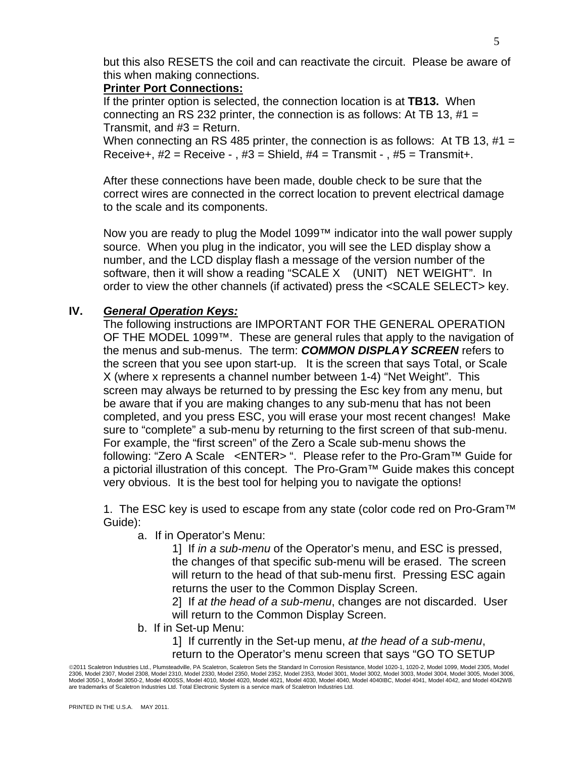but this also RESETS the coil and can reactivate the circuit. Please be aware of this when making connections.

**Printer Port Connections:**

If the printer option is selected, the connection location is at **TB13.** When connecting an RS 232 printer, the connection is as follows: At TB 13, #1 = Transmit, and #3 = Return.

When connecting an RS 485 printer, the connection is as follows: At TB 13, #1 = Receive+, #2 = Receive - , #3 = Shield, #4 = Transmit - , #5 = Transmit+.

After these connections have been made, double check to be sure that the correct wires are connected in the correct location to prevent electrical damage to the scale and its components.

Now you are ready to plug the Model 1099™ indicator into the wall power supply source. When you plug in the indicator, you will see the LED display show a number, and the LCD display flash a message of the version number of the software, then it will show a reading "SCALE X (UNIT) NET WEIGHT". In order to view the other channels (if activated) press the <SCALE SELECT> key.

## IV. *General Operation Keys:*

The following instructions are IMPORTANT FOR THE GENERAL OPERATION OF THE MODEL 1099™. These are general rules that apply to the navigation of the menus and sub-menus. The term: ***COMMON DISPLAY SCREEN*** refers to the screen that you see upon start-up. It is the screen that says Total, or Scale X (where x represents a channel number between 1-4) "Net Weight". This screen may always be returned to by pressing the Esc key from any menu, but be aware that if you are making changes to any sub-menu that has not been completed, and you press ESC, you will erase your most recent changes! Make sure to "complete" a sub-menu by returning to the first screen of that sub-menu. For example, the "first screen" of the Zero a Scale sub-menu shows the following: "Zero A Scale <ENTER> ". Please refer to the Pro-Gram™ Guide for a pictorial illustration of this concept. The Pro-Gram™ Guide makes this concept very obvious. It is the best tool for helping you to navigate the options!

1. The ESC key is used to escape from any state (color code red on Pro-Gram™ Guide):

   a. If in Operator's Menu:

      1] If *in a sub-menu* of the Operator's menu, and ESC is pressed, the changes of that specific sub-menu will be erased. The screen will return to the head of that sub-menu first. Pressing ESC again returns the user to the Common Display Screen.

      2] If *at the head of a sub-menu*, changes are not discarded. User will return to the Common Display Screen.

   b. If in Set-up Menu:

      1] If currently in the Set-up menu, *at the head of a sub-menu*, return to the Operator's menu screen that says "GO TO SETUP

©2011 Scaletron Industries Ltd., Plumsteadville, PA Scaletron, Scaletron Sets the Standard In Corrosion Resistance, Model 1020-1, 1020-2, Model 1099, Model 2305, Model 2306, Model 2307, Model 2308, Model 2310, Model 2330, Model 2350, Model 2352, Model 2353, Model 3001, Model 3002, Model 3003, Model 3004, Model 3005, Model 3006, Model 3050-1, Model 3050-2, Model 4000SS, Model 4010, Model 4020, Model 4021, Model 4030, Model 4040, Model 4040IBC, Model 4041, Model 4042, and Model 4042WB are trademarks of Scaletron Industries Ltd. Total Electronic System is a service mark of Scaletron Industries Ltd.

PRINTED IN THE U.S.A. MAY 2011.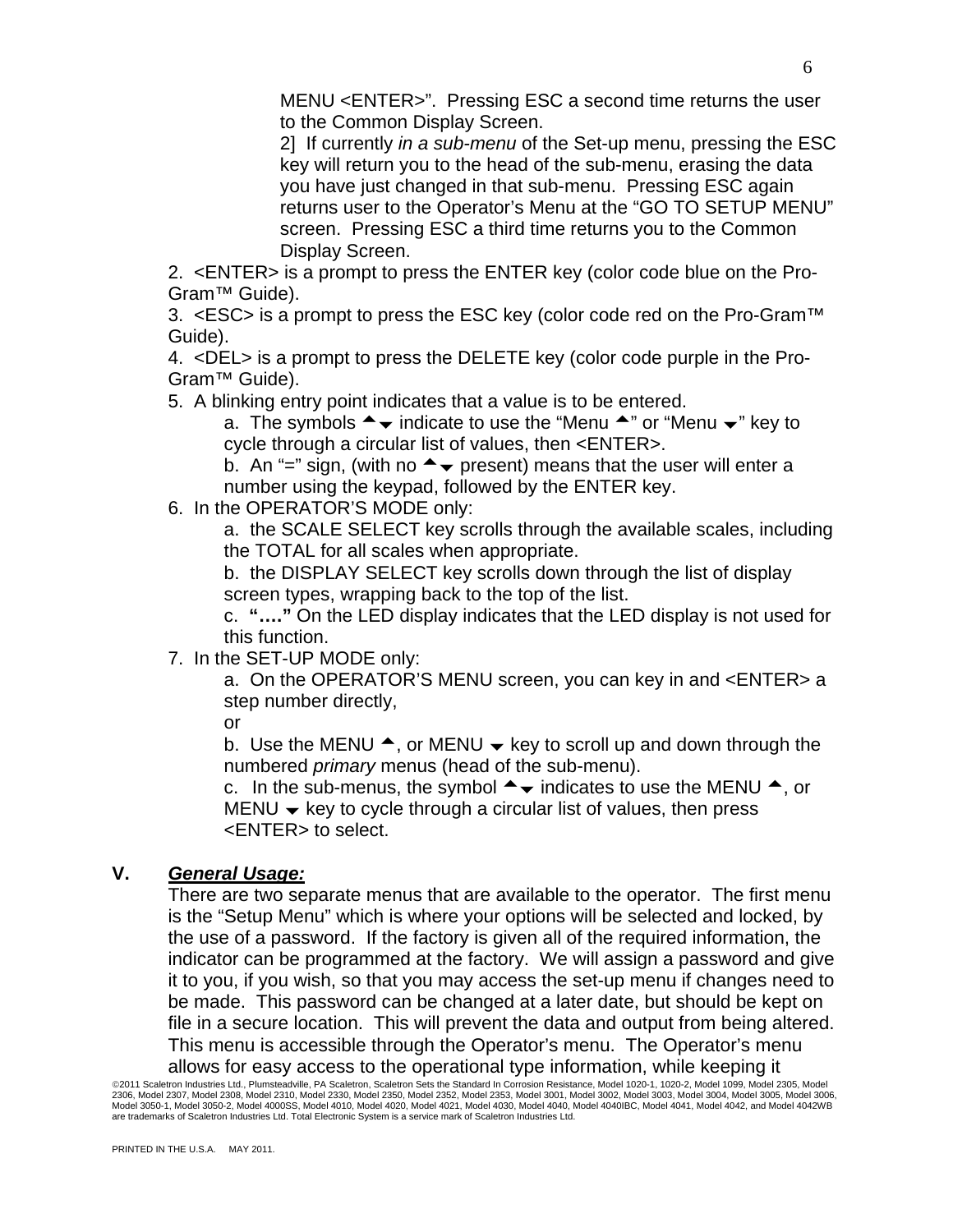MENU <ENTER>". Pressing ESC a second time returns the user to the Common Display Screen.

2] If currently *in a sub-menu* of the Set-up menu, pressing the ESC key will return you to the head of the sub-menu, erasing the data you have just changed in that sub-menu. Pressing ESC again returns user to the Operator's Menu at the "GO TO SETUP MENU" screen. Pressing ESC a third time returns you to the Common Display Screen.

2. <ENTER> is a prompt to press the ENTER key (color code blue on the Pro-Gram™ Guide).
3. <ESC> is a prompt to press the ESC key (color code red on the Pro-Gram™ Guide).
4. <DEL> is a prompt to press the DELETE key (color code purple in the Pro-Gram™ Guide).
5. A blinking entry point indicates that a value is to be entered.
   a. The symbols ▲▼ indicate to use the "Menu ▲" or "Menu ▼" key to cycle through a circular list of values, then <ENTER>.
   b. An "=" sign, (with no ▲▼ present) means that the user will enter a number using the keypad, followed by the ENTER key.
6. In the OPERATOR'S MODE only:
   a. the SCALE SELECT key scrolls through the available scales, including the TOTAL for all scales when appropriate.
   b. the DISPLAY SELECT key scrolls down through the list of display screen types, wrapping back to the top of the list.
   c. **"…."** On the LED display indicates that the LED display is not used for this function.
7. In the SET-UP MODE only:
   a. On the OPERATOR'S MENU screen, you can key in and <ENTER> a step number directly,
   or
   b. Use the MENU ▲, or MENU ▼ key to scroll up and down through the numbered *primary* menus (head of the sub-menu).
   c. In the sub-menus, the symbol ▲▼ indicates to use the MENU ▲, or MENU ▼ key to cycle through a circular list of values, then press <ENTER> to select.

## V. ***General Usage:***

There are two separate menus that are available to the operator. The first menu is the "Setup Menu" which is where your options will be selected and locked, by the use of a password. If the factory is given all of the required information, the indicator can be programmed at the factory. We will assign a password and give it to you, if you wish, so that you may access the set-up menu if changes need to be made. This password can be changed at a later date, but should be kept on file in a secure location. This will prevent the data and output from being altered. This menu is accessible through the Operator's menu. The Operator's menu allows for easy access to the operational type information, while keeping it

©2011 Scaletron Industries Ltd., Plumsteadville, PA Scaletron, Scaletron Sets the Standard In Corrosion Resistance, Model 1020-1, 1020-2, Model 1099, Model 2305, Model 2306, Model 2307, Model 2308, Model 2310, Model 2330, Model 2350, Model 2352, Model 2353, Model 3001, Model 3002, Model 3003, Model 3004, Model 3005, Model 3006, Model 3050-1, Model 3050-2, Model 4000SS, Model 4010, Model 4020, Model 4021, Model 4030, Model 4040, Model 4040IBC, Model 4041, Model 4042, and Model 4042WB are trademarks of Scaletron Industries Ltd. Total Electronic System is a service mark of Scaletron Industries Ltd.

PRINTED IN THE U.S.A. MAY 2011.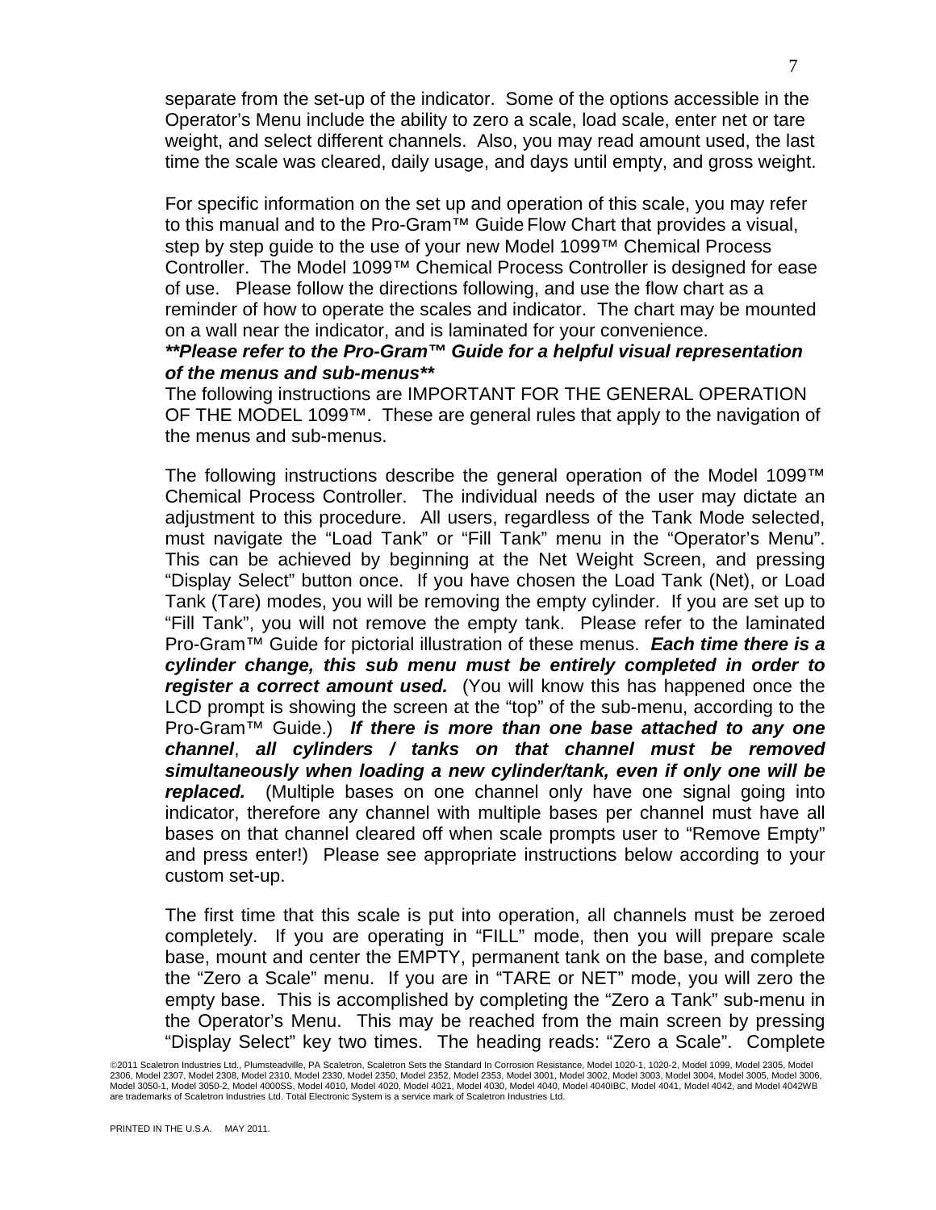separate from the set-up of the indicator. Some of the options accessible in the Operator's Menu include the ability to zero a scale, load scale, enter net or tare weight, and select different channels. Also, you may read amount used, the last time the scale was cleared, daily usage, and days until empty, and gross weight.

For specific information on the set up and operation of this scale, you may refer to this manual and to the Pro-Gram™ Guide Flow Chart that provides a visual, step by step guide to the use of your new Model 1099™ Chemical Process Controller. The Model 1099™ Chemical Process Controller is designed for ease of use. Please follow the directions following, and use the flow chart as a reminder of how to operate the scales and indicator. The chart may be mounted on a wall near the indicator, and is laminated for your convenience.

***\*\*Please refer to the Pro-Gram™ Guide for a helpful visual representation of the menus and sub-menus\*\****

The following instructions are IMPORTANT FOR THE GENERAL OPERATION OF THE MODEL 1099™. These are general rules that apply to the navigation of the menus and sub-menus.

The following instructions describe the general operation of the Model 1099™ Chemical Process Controller. The individual needs of the user may dictate an adjustment to this procedure. All users, regardless of the Tank Mode selected, must navigate the "Load Tank" or "Fill Tank" menu in the "Operator's Menu". This can be achieved by beginning at the Net Weight Screen, and pressing "Display Select" button once. If you have chosen the Load Tank (Net), or Load Tank (Tare) modes, you will be removing the empty cylinder. If you are set up to "Fill Tank", you will not remove the empty tank. Please refer to the laminated Pro-Gram™ Guide for pictorial illustration of these menus. ***Each time there is a cylinder change, this sub menu must be entirely completed in order to register a correct amount used.*** (You will know this has happened once the LCD prompt is showing the screen at the "top" of the sub-menu, according to the Pro-Gram™ Guide.) ***If there is more than one base attached to any one channel***, ***all cylinders / tanks on that channel must be removed simultaneously when loading a new cylinder/tank, even if only one will be replaced.*** (Multiple bases on one channel only have one signal going into indicator, therefore any channel with multiple bases per channel must have all bases on that channel cleared off when scale prompts user to "Remove Empty" and press enter!) Please see appropriate instructions below according to your custom set-up.

The first time that this scale is put into operation, all channels must be zeroed completely. If you are operating in "FILL" mode, then you will prepare scale base, mount and center the EMPTY, permanent tank on the base, and complete the "Zero a Scale" menu. If you are in "TARE or NET" mode, you will zero the empty base. This is accomplished by completing the "Zero a Tank" sub-menu in the Operator's Menu. This may be reached from the main screen by pressing "Display Select" key two times. The heading reads: "Zero a Scale". Complete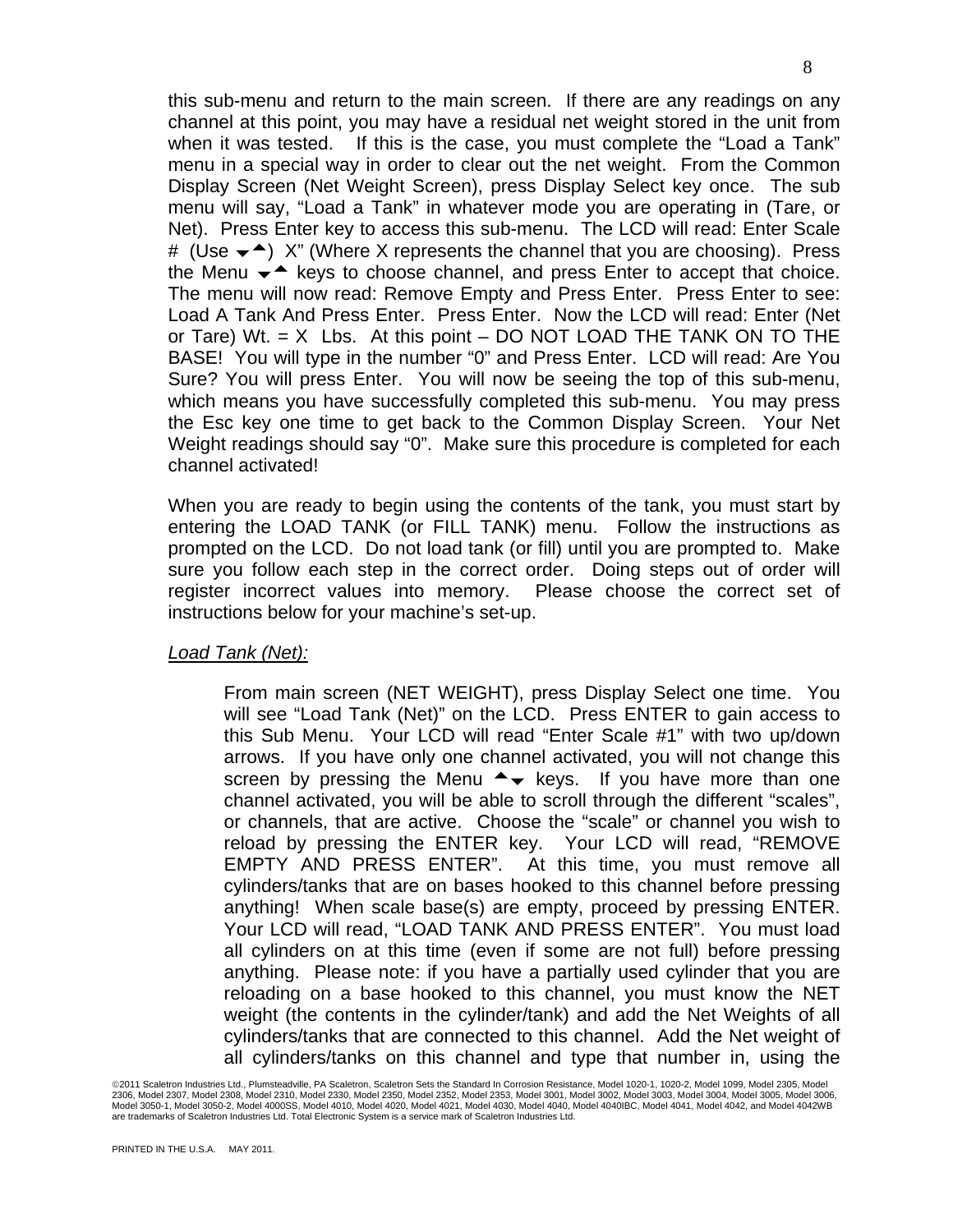this sub-menu and return to the main screen. If there are any readings on any channel at this point, you may have a residual net weight stored in the unit from when it was tested. If this is the case, you must complete the "Load a Tank" menu in a special way in order to clear out the net weight. From the Common Display Screen (Net Weight Screen), press Display Select key once. The sub menu will say, "Load a Tank" in whatever mode you are operating in (Tare, or Net). Press Enter key to access this sub-menu. The LCD will read: Enter Scale # (Use ▼▲) X" (Where X represents the channel that you are choosing). Press the Menu ▼▲ keys to choose channel, and press Enter to accept that choice. The menu will now read: Remove Empty and Press Enter. Press Enter to see: Load A Tank And Press Enter. Press Enter. Now the LCD will read: Enter (Net or Tare) Wt. = X Lbs. At this point – DO NOT LOAD THE TANK ON TO THE BASE! You will type in the number "0" and Press Enter. LCD will read: Are You Sure? You will press Enter. You will now be seeing the top of this sub-menu, which means you have successfully completed this sub-menu. You may press the Esc key one time to get back to the Common Display Screen. Your Net Weight readings should say "0". Make sure this procedure is completed for each channel activated!

When you are ready to begin using the contents of the tank, you must start by entering the LOAD TANK (or FILL TANK) menu. Follow the instructions as prompted on the LCD. Do not load tank (or fill) until you are prompted to. Make sure you follow each step in the correct order. Doing steps out of order will register incorrect values into memory. Please choose the correct set of instructions below for your machine's set-up.

*Load Tank (Net):*

From main screen (NET WEIGHT), press Display Select one time. You will see "Load Tank (Net)" on the LCD. Press ENTER to gain access to this Sub Menu. Your LCD will read "Enter Scale #1" with two up/down arrows. If you have only one channel activated, you will not change this screen by pressing the Menu ▲▼ keys. If you have more than one channel activated, you will be able to scroll through the different "scales", or channels, that are active. Choose the "scale" or channel you wish to reload by pressing the ENTER key. Your LCD will read, "REMOVE EMPTY AND PRESS ENTER". At this time, you must remove all cylinders/tanks that are on bases hooked to this channel before pressing anything! When scale base(s) are empty, proceed by pressing ENTER. Your LCD will read, "LOAD TANK AND PRESS ENTER". You must load all cylinders on at this time (even if some are not full) before pressing anything. Please note: if you have a partially used cylinder that you are reloading on a base hooked to this channel, you must know the NET weight (the contents in the cylinder/tank) and add the Net Weights of all cylinders/tanks that are connected to this channel. Add the Net weight of all cylinders/tanks on this channel and type that number in, using the

©2011 Scaletron Industries Ltd., Plumsteadville, PA Scaletron, Scaletron Sets the Standard In Corrosion Resistance, Model 1020-1, 1020-2, Model 1099, Model 2305, Model 2306, Model 2307, Model 2308, Model 2310, Model 2330, Model 2350, Model 2352, Model 2353, Model 3001, Model 3002, Model 3003, Model 3004, Model 3005, Model 3006, Model 3050-1, Model 3050-2, Model 4000SS, Model 4010, Model 4020, Model 4021, Model 4030, Model 4040, Model 4040IBC, Model 4041, Model 4042, and Model 4042WB are trademarks of Scaletron Industries Ltd. Total Electronic System is a service mark of Scaletron Industries Ltd.

PRINTED IN THE U.S.A. MAY 2011.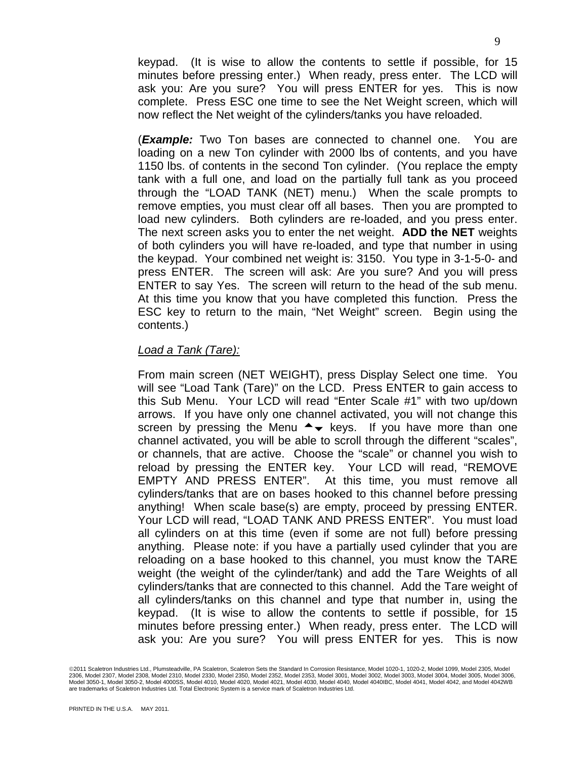keypad. (It is wise to allow the contents to settle if possible, for 15 minutes before pressing enter.) When ready, press enter. The LCD will ask you: Are you sure? You will press ENTER for yes. This is now complete. Press ESC one time to see the Net Weight screen, which will now reflect the Net weight of the cylinders/tanks you have reloaded.

(***Example:*** Two Ton bases are connected to channel one. You are loading on a new Ton cylinder with 2000 lbs of contents, and you have 1150 lbs. of contents in the second Ton cylinder. (You replace the empty tank with a full one, and load on the partially full tank as you proceed through the "LOAD TANK (NET) menu.) When the scale prompts to remove empties, you must clear off all bases. Then you are prompted to load new cylinders. Both cylinders are re-loaded, and you press enter. The next screen asks you to enter the net weight. **ADD the NET** weights of both cylinders you will have re-loaded, and type that number in using the keypad. Your combined net weight is: 3150. You type in 3-1-5-0- and press ENTER. The screen will ask: Are you sure? And you will press ENTER to say Yes. The screen will return to the head of the sub menu. At this time you know that you have completed this function. Press the ESC key to return to the main, "Net Weight" screen. Begin using the contents.)

*Load a Tank (Tare):*

From main screen (NET WEIGHT), press Display Select one time. You will see "Load Tank (Tare)" on the LCD. Press ENTER to gain access to this Sub Menu. Your LCD will read "Enter Scale #1" with two up/down arrows. If you have only one channel activated, you will not change this screen by pressing the Menu ▲▼ keys. If you have more than one channel activated, you will be able to scroll through the different "scales", or channels, that are active. Choose the "scale" or channel you wish to reload by pressing the ENTER key. Your LCD will read, "REMOVE EMPTY AND PRESS ENTER". At this time, you must remove all cylinders/tanks that are on bases hooked to this channel before pressing anything! When scale base(s) are empty, proceed by pressing ENTER. Your LCD will read, "LOAD TANK AND PRESS ENTER". You must load all cylinders on at this time (even if some are not full) before pressing anything. Please note: if you have a partially used cylinder that you are reloading on a base hooked to this channel, you must know the TARE weight (the weight of the cylinder/tank) and add the Tare Weights of all cylinders/tanks that are connected to this channel. Add the Tare weight of all cylinders/tanks on this channel and type that number in, using the keypad. (It is wise to allow the contents to settle if possible, for 15 minutes before pressing enter.) When ready, press enter. The LCD will ask you: Are you sure? You will press ENTER for yes. This is now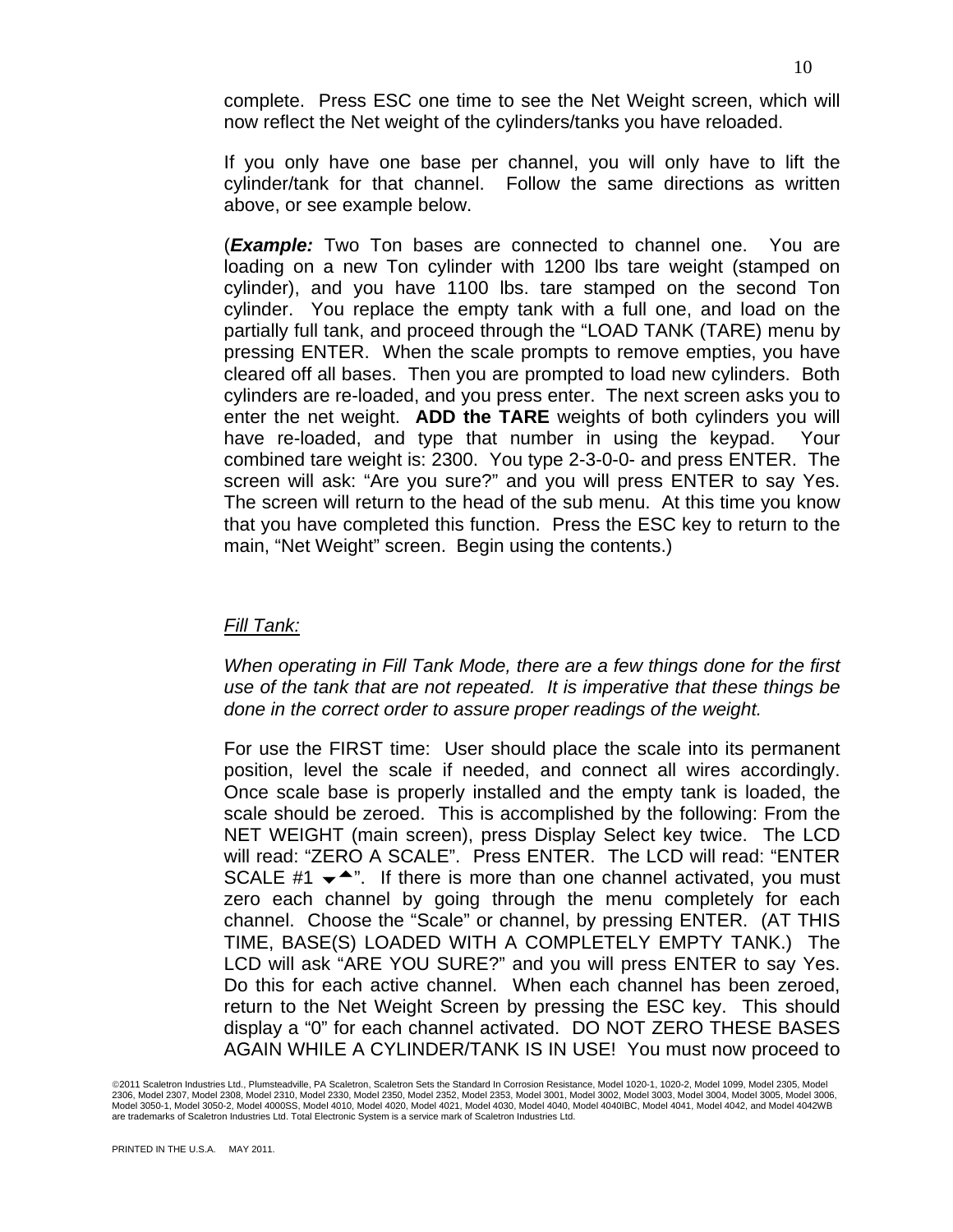complete. Press ESC one time to see the Net Weight screen, which will now reflect the Net weight of the cylinders/tanks you have reloaded.

If you only have one base per channel, you will only have to lift the cylinder/tank for that channel. Follow the same directions as written above, or see example below.

(***Example:*** Two Ton bases are connected to channel one. You are loading on a new Ton cylinder with 1200 lbs tare weight (stamped on cylinder), and you have 1100 lbs. tare stamped on the second Ton cylinder. You replace the empty tank with a full one, and load on the partially full tank, and proceed through the "LOAD TANK (TARE) menu by pressing ENTER. When the scale prompts to remove empties, you have cleared off all bases. Then you are prompted to load new cylinders. Both cylinders are re-loaded, and you press enter. The next screen asks you to enter the net weight. **ADD the TARE** weights of both cylinders you will have re-loaded, and type that number in using the keypad. Your combined tare weight is: 2300. You type 2-3-0-0- and press ENTER. The screen will ask: "Are you sure?" and you will press ENTER to say Yes. The screen will return to the head of the sub menu. At this time you know that you have completed this function. Press the ESC key to return to the main, "Net Weight" screen. Begin using the contents.)

*Fill Tank:*

*When operating in Fill Tank Mode, there are a few things done for the first use of the tank that are not repeated. It is imperative that these things be done in the correct order to assure proper readings of the weight.*

For use the FIRST time: User should place the scale into its permanent position, level the scale if needed, and connect all wires accordingly. Once scale base is properly installed and the empty tank is loaded, the scale should be zeroed. This is accomplished by the following: From the NET WEIGHT (main screen), press Display Select key twice. The LCD will read: "ZERO A SCALE". Press ENTER. The LCD will read: "ENTER SCALE #1 ▼▲". If there is more than one channel activated, you must zero each channel by going through the menu completely for each channel. Choose the "Scale" or channel, by pressing ENTER. (AT THIS TIME, BASE(S) LOADED WITH A COMPLETELY EMPTY TANK.) The LCD will ask "ARE YOU SURE?" and you will press ENTER to say Yes. Do this for each active channel. When each channel has been zeroed, return to the Net Weight Screen by pressing the ESC key. This should display a "0" for each channel activated. DO NOT ZERO THESE BASES AGAIN WHILE A CYLINDER/TANK IS IN USE! You must now proceed to

©2011 Scaletron Industries Ltd., Plumsteadville, PA Scaletron, Scaletron Sets the Standard In Corrosion Resistance, Model 1020-1, 1020-2, Model 1099, Model 2305, Model 2306, Model 2307, Model 2308, Model 2310, Model 2330, Model 2350, Model 2352, Model 2353, Model 3001, Model 3002, Model 3003, Model 3004, Model 3005, Model 3006, Model 3050-1, Model 3050-2, Model 4000SS, Model 4010, Model 4020, Model 4021, Model 4030, Model 4040, Model 4040IBC, Model 4041, Model 4042, and Model 4042WB are trademarks of Scaletron Industries Ltd. Total Electronic System is a service mark of Scaletron Industries Ltd.

PRINTED IN THE U.S.A. MAY 2011.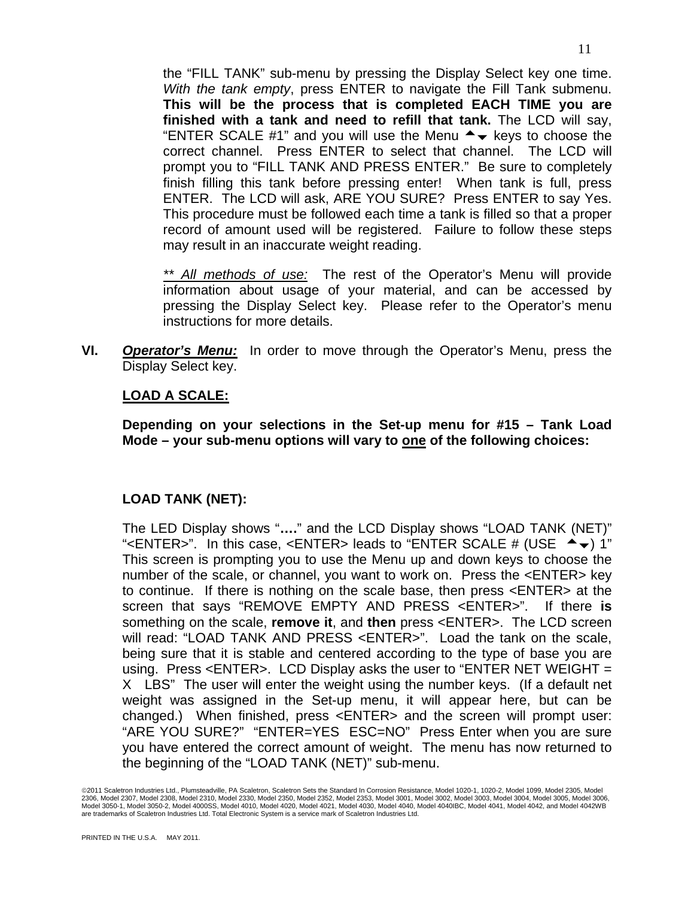the "FILL TANK" sub-menu by pressing the Display Select key one time. *With the tank empty*, press ENTER to navigate the Fill Tank submenu. **This will be the process that is completed EACH TIME you are finished with a tank and need to refill that tank.** The LCD will say, "ENTER SCALE #1" and you will use the Menu ▲▼ keys to choose the correct channel. Press ENTER to select that channel. The LCD will prompt you to "FILL TANK AND PRESS ENTER." Be sure to completely finish filling this tank before pressing enter! When tank is full, press ENTER. The LCD will ask, ARE YOU SURE? Press ENTER to say Yes. This procedure must be followed each time a tank is filled so that a proper record of amount used will be registered. Failure to follow these steps may result in an inaccurate weight reading.

*\*\* <u>All methods of use:</u>* The rest of the Operator's Menu will provide information about usage of your material, and can be accessed by pressing the Display Select key. Please refer to the Operator's menu instructions for more details.

**VI.** ***<u>Operator's Menu:</u>*** In order to move through the Operator's Menu, press the Display Select key.

**<u>LOAD A SCALE:</u>**

**Depending on your selections in the Set-up menu for #15 – Tank Load Mode – your sub-menu options will vary to <u>one</u> of the following choices:**

**LOAD TANK (NET):**

The LED Display shows "**….**" and the LCD Display shows "LOAD TANK (NET)" "<ENTER>". In this case, <ENTER> leads to "ENTER SCALE # (USE ▲▼) 1" This screen is prompting you to use the Menu up and down keys to choose the number of the scale, or channel, you want to work on. Press the <ENTER> key to continue. If there is nothing on the scale base, then press <ENTER> at the screen that says "REMOVE EMPTY AND PRESS <ENTER>". If there **is** something on the scale, **remove it**, and **then** press <ENTER>. The LCD screen will read: "LOAD TANK AND PRESS <ENTER>". Load the tank on the scale, being sure that it is stable and centered according to the type of base you are using. Press <ENTER>. LCD Display asks the user to "ENTER NET WEIGHT = X LBS" The user will enter the weight using the number keys. (If a default net weight was assigned in the Set-up menu, it will appear here, but can be changed.) When finished, press <ENTER> and the screen will prompt user: "ARE YOU SURE?" "ENTER=YES ESC=NO" Press Enter when you are sure you have entered the correct amount of weight. The menu has now returned to the beginning of the "LOAD TANK (NET)" sub-menu.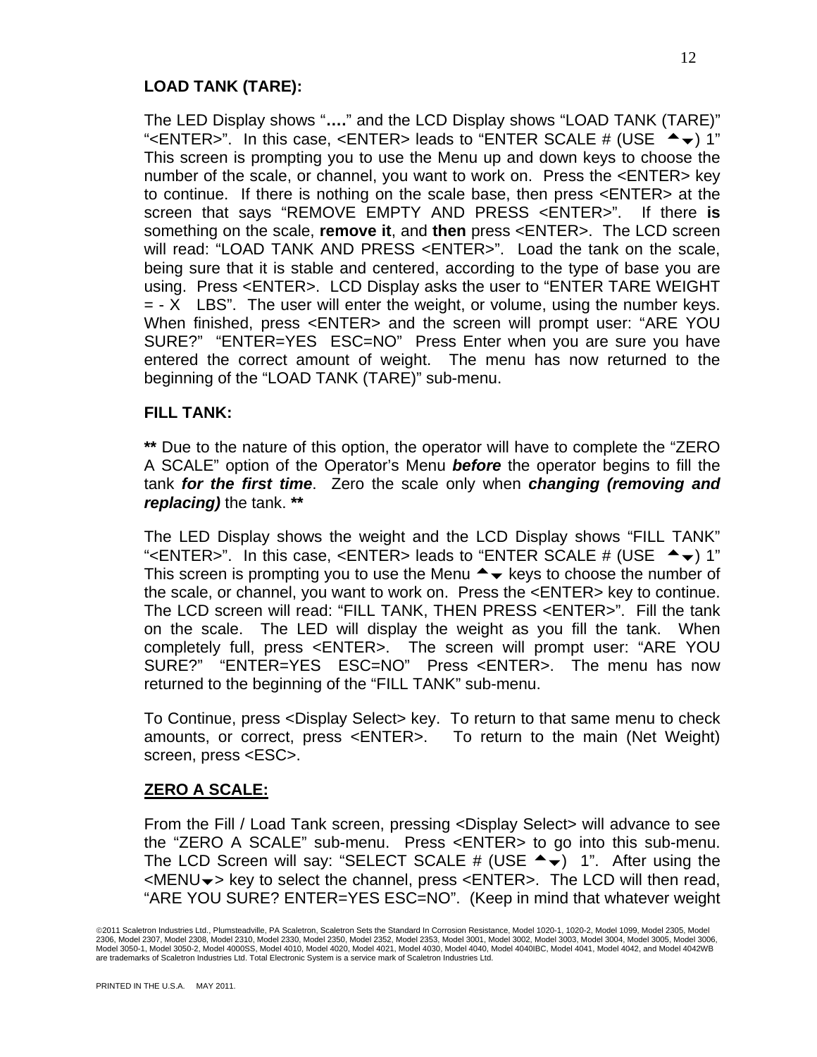**LOAD TANK (TARE):**

The LED Display shows "**….**" and the LCD Display shows "LOAD TANK (TARE)" "<ENTER>". In this case, <ENTER> leads to "ENTER SCALE # (USE ▲▼) 1" This screen is prompting you to use the Menu up and down keys to choose the number of the scale, or channel, you want to work on. Press the <ENTER> key to continue. If there is nothing on the scale base, then press <ENTER> at the screen that says "REMOVE EMPTY AND PRESS <ENTER>". If there **is** something on the scale, **remove it**, and **then** press <ENTER>. The LCD screen will read: "LOAD TANK AND PRESS <ENTER>". Load the tank on the scale, being sure that it is stable and centered, according to the type of base you are using. Press <ENTER>. LCD Display asks the user to "ENTER TARE WEIGHT = - X LBS". The user will enter the weight, or volume, using the number keys. When finished, press <ENTER> and the screen will prompt user: "ARE YOU SURE?" "ENTER=YES ESC=NO" Press Enter when you are sure you have entered the correct amount of weight. The menu has now returned to the beginning of the "LOAD TANK (TARE)" sub-menu.

**FILL TANK:**

**\*\*** Due to the nature of this option, the operator will have to complete the "ZERO A SCALE" option of the Operator's Menu ***before*** the operator begins to fill the tank ***for the first time***. Zero the scale only when ***changing (removing and replacing)*** the tank. **\*\***

The LED Display shows the weight and the LCD Display shows "FILL TANK" "<ENTER>". In this case, <ENTER> leads to "ENTER SCALE # (USE ▲▼) 1" This screen is prompting you to use the Menu ▲▼ keys to choose the number of the scale, or channel, you want to work on. Press the <ENTER> key to continue. The LCD screen will read: "FILL TANK, THEN PRESS <ENTER>". Fill the tank on the scale. The LED will display the weight as you fill the tank. When completely full, press <ENTER>. The screen will prompt user: "ARE YOU SURE?" "ENTER=YES ESC=NO" Press <ENTER>. The menu has now returned to the beginning of the "FILL TANK" sub-menu.

To Continue, press <Display Select> key. To return to that same menu to check amounts, or correct, press <ENTER>. To return to the main (Net Weight) screen, press <ESC>.

**ZERO A SCALE:**

From the Fill / Load Tank screen, pressing <Display Select> will advance to see the "ZERO A SCALE" sub-menu. Press <ENTER> to go into this sub-menu. The LCD Screen will say: "SELECT SCALE # (USE ▲▼) 1". After using the <MENU▼> key to select the channel, press <ENTER>. The LCD will then read, "ARE YOU SURE? ENTER=YES ESC=NO". (Keep in mind that whatever weight

©2011 Scaletron Industries Ltd., Plumsteadville, PA Scaletron, Scaletron Sets the Standard In Corrosion Resistance, Model 1020-1, 1020-2, Model 1099, Model 2305, Model 2306, Model 2307, Model 2308, Model 2310, Model 2330, Model 2350, Model 2352, Model 2353, Model 3001, Model 3002, Model 3003, Model 3004, Model 3005, Model 3006, Model 3050-1, Model 3050-2, Model 4000SS, Model 4010, Model 4020, Model 4021, Model 4030, Model 4040, Model 4040IBC, Model 4041, Model 4042, and Model 4042WB are trademarks of Scaletron Industries Ltd. Total Electronic System is a service mark of Scaletron Industries Ltd.

PRINTED IN THE U.S.A. MAY 2011.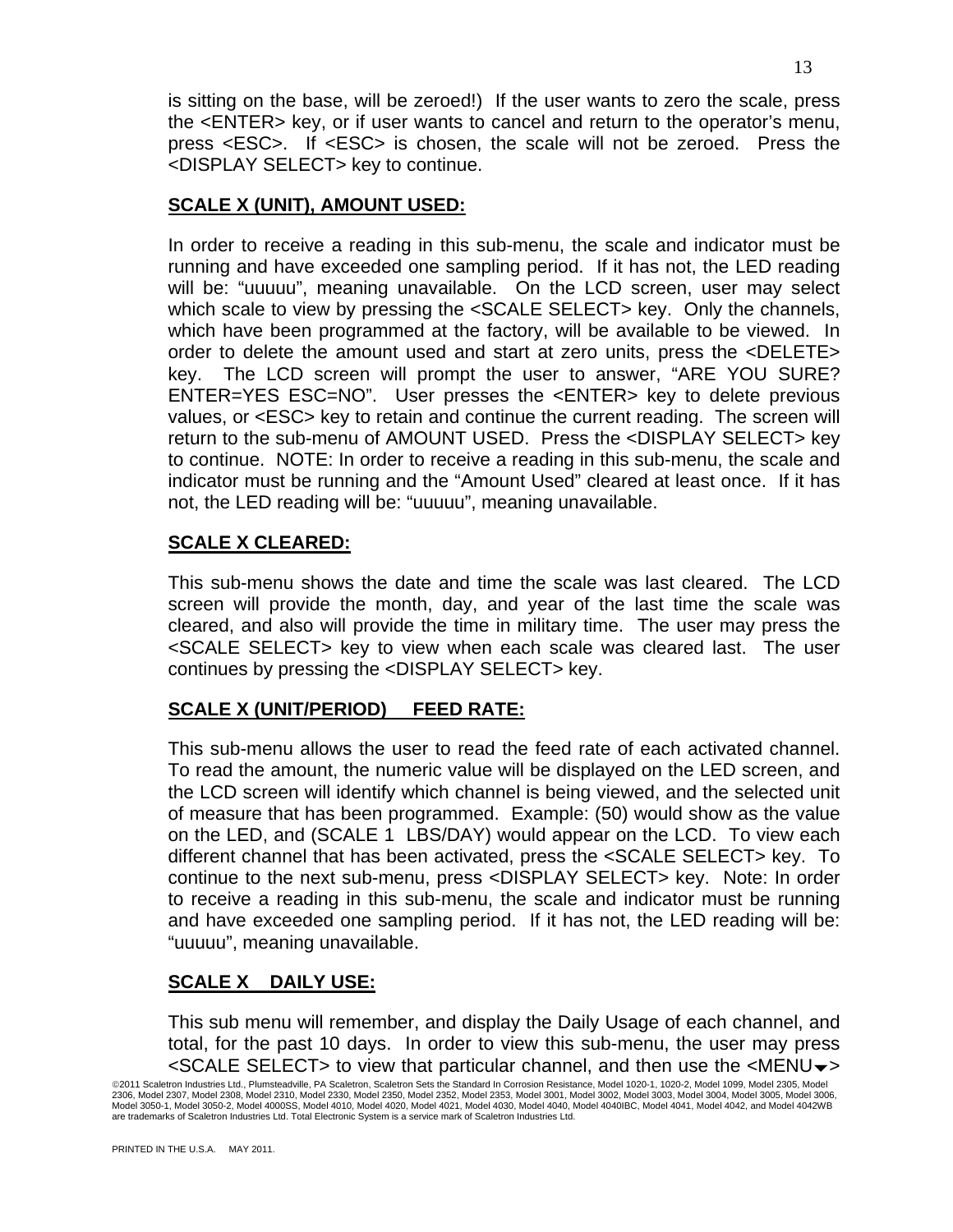is sitting on the base, will be zeroed!) If the user wants to zero the scale, press the <ENTER> key, or if user wants to cancel and return to the operator's menu, press <ESC>. If <ESC> is chosen, the scale will not be zeroed. Press the <DISPLAY SELECT> key to continue.

**SCALE X (UNIT), AMOUNT USED:**

In order to receive a reading in this sub-menu, the scale and indicator must be running and have exceeded one sampling period. If it has not, the LED reading will be: "uuuuu", meaning unavailable. On the LCD screen, user may select which scale to view by pressing the <SCALE SELECT> key. Only the channels, which have been programmed at the factory, will be available to be viewed. In order to delete the amount used and start at zero units, press the <DELETE> key. The LCD screen will prompt the user to answer, "ARE YOU SURE? ENTER=YES ESC=NO". User presses the <ENTER> key to delete previous values, or <ESC> key to retain and continue the current reading. The screen will return to the sub-menu of AMOUNT USED. Press the <DISPLAY SELECT> key to continue. NOTE: In order to receive a reading in this sub-menu, the scale and indicator must be running and the "Amount Used" cleared at least once. If it has not, the LED reading will be: "uuuuu", meaning unavailable.

**SCALE X CLEARED:**

This sub-menu shows the date and time the scale was last cleared. The LCD screen will provide the month, day, and year of the last time the scale was cleared, and also will provide the time in military time. The user may press the <SCALE SELECT> key to view when each scale was cleared last. The user continues by pressing the <DISPLAY SELECT> key.

**SCALE X (UNIT/PERIOD) FEED RATE:**

This sub-menu allows the user to read the feed rate of each activated channel. To read the amount, the numeric value will be displayed on the LED screen, and the LCD screen will identify which channel is being viewed, and the selected unit of measure that has been programmed. Example: (50) would show as the value on the LED, and (SCALE 1 LBS/DAY) would appear on the LCD. To view each different channel that has been activated, press the <SCALE SELECT> key. To continue to the next sub-menu, press <DISPLAY SELECT> key. Note: In order to receive a reading in this sub-menu, the scale and indicator must be running and have exceeded one sampling period. If it has not, the LED reading will be: "uuuuu", meaning unavailable.

**SCALE X DAILY USE:**

This sub menu will remember, and display the Daily Usage of each channel, and total, for the past 10 days. In order to view this sub-menu, the user may press <SCALE SELECT> to view that particular channel, and then use the <MENU▼>

©2011 Scaletron Industries Ltd., Plumsteadville, PA Scaletron, Scaletron Sets the Standard In Corrosion Resistance, Model 1020-1, 1020-2, Model 1099, Model 2305, Model 2306, Model 2307, Model 2308, Model 2310, Model 2330, Model 2350, Model 2352, Model 2353, Model 3001, Model 3002, Model 3003, Model 3004, Model 3005, Model 3006, Model 3050-1, Model 3050-2, Model 4000SS, Model 4010, Model 4020, Model 4021, Model 4030, Model 4040, Model 4040IBC, Model 4041, Model 4042, and Model 4042WB are trademarks of Scaletron Industries Ltd. Total Electronic System is a service mark of Scaletron Industries Ltd.

PRINTED IN THE U.S.A. MAY 2011.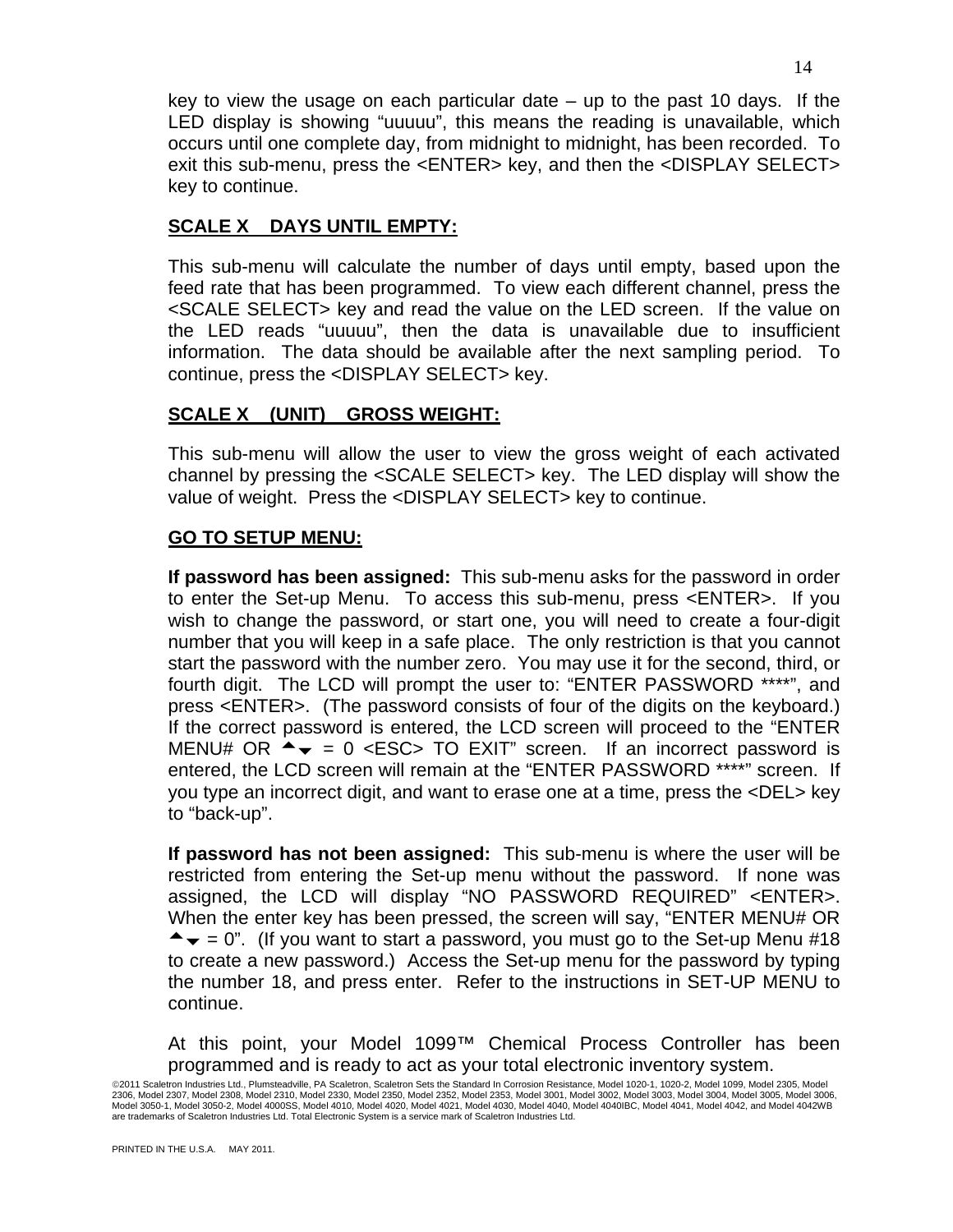key to view the usage on each particular date – up to the past 10 days. If the LED display is showing "uuuuu", this means the reading is unavailable, which occurs until one complete day, from midnight to midnight, has been recorded. To exit this sub-menu, press the <ENTER> key, and then the <DISPLAY SELECT> key to continue.

**SCALE X    DAYS UNTIL EMPTY:**

This sub-menu will calculate the number of days until empty, based upon the feed rate that has been programmed. To view each different channel, press the <SCALE SELECT> key and read the value on the LED screen. If the value on the LED reads "uuuuu", then the data is unavailable due to insufficient information. The data should be available after the next sampling period. To continue, press the <DISPLAY SELECT> key.

**SCALE X    (UNIT)    GROSS WEIGHT:**

This sub-menu will allow the user to view the gross weight of each activated channel by pressing the <SCALE SELECT> key. The LED display will show the value of weight. Press the <DISPLAY SELECT> key to continue.

**GO TO SETUP MENU:**

**If password has been assigned:** This sub-menu asks for the password in order to enter the Set-up Menu. To access this sub-menu, press <ENTER>. If you wish to change the password, or start one, you will need to create a four-digit number that you will keep in a safe place. The only restriction is that you cannot start the password with the number zero. You may use it for the second, third, or fourth digit. The LCD will prompt the user to: "ENTER PASSWORD ****", and press <ENTER>. (The password consists of four of the digits on the keyboard.) If the correct password is entered, the LCD screen will proceed to the "ENTER MENU# OR ▲▼ = 0 <ESC> TO EXIT" screen. If an incorrect password is entered, the LCD screen will remain at the "ENTER PASSWORD ****" screen. If you type an incorrect digit, and want to erase one at a time, press the <DEL> key to "back-up".

**If password has not been assigned:** This sub-menu is where the user will be restricted from entering the Set-up menu without the password. If none was assigned, the LCD will display "NO PASSWORD REQUIRED" <ENTER>. When the enter key has been pressed, the screen will say, "ENTER MENU# OR ▲▼ = 0". (If you want to start a password, you must go to the Set-up Menu #18 to create a new password.) Access the Set-up menu for the password by typing the number 18, and press enter. Refer to the instructions in SET-UP MENU to continue.

At this point, your Model 1099™ Chemical Process Controller has been programmed and is ready to act as your total electronic inventory system.

©2011 Scaletron Industries Ltd., Plumsteadville, PA Scaletron, Scaletron Sets the Standard In Corrosion Resistance, Model 1020-1, 1020-2, Model 1099, Model 2305, Model 2306, Model 2307, Model 2308, Model 2310, Model 2330, Model 2350, Model 2352, Model 2353, Model 3001, Model 3002, Model 3003, Model 3004, Model 3005, Model 3006, Model 3050-1, Model 3050-2, Model 4000SS, Model 4010, Model 4020, Model 4021, Model 4030, Model 4040, Model 4040IBC, Model 4041, Model 4042, and Model 4042WB are trademarks of Scaletron Industries Ltd. Total Electronic System is a service mark of Scaletron Industries Ltd.

PRINTED IN THE U.S.A.    MAY 2011.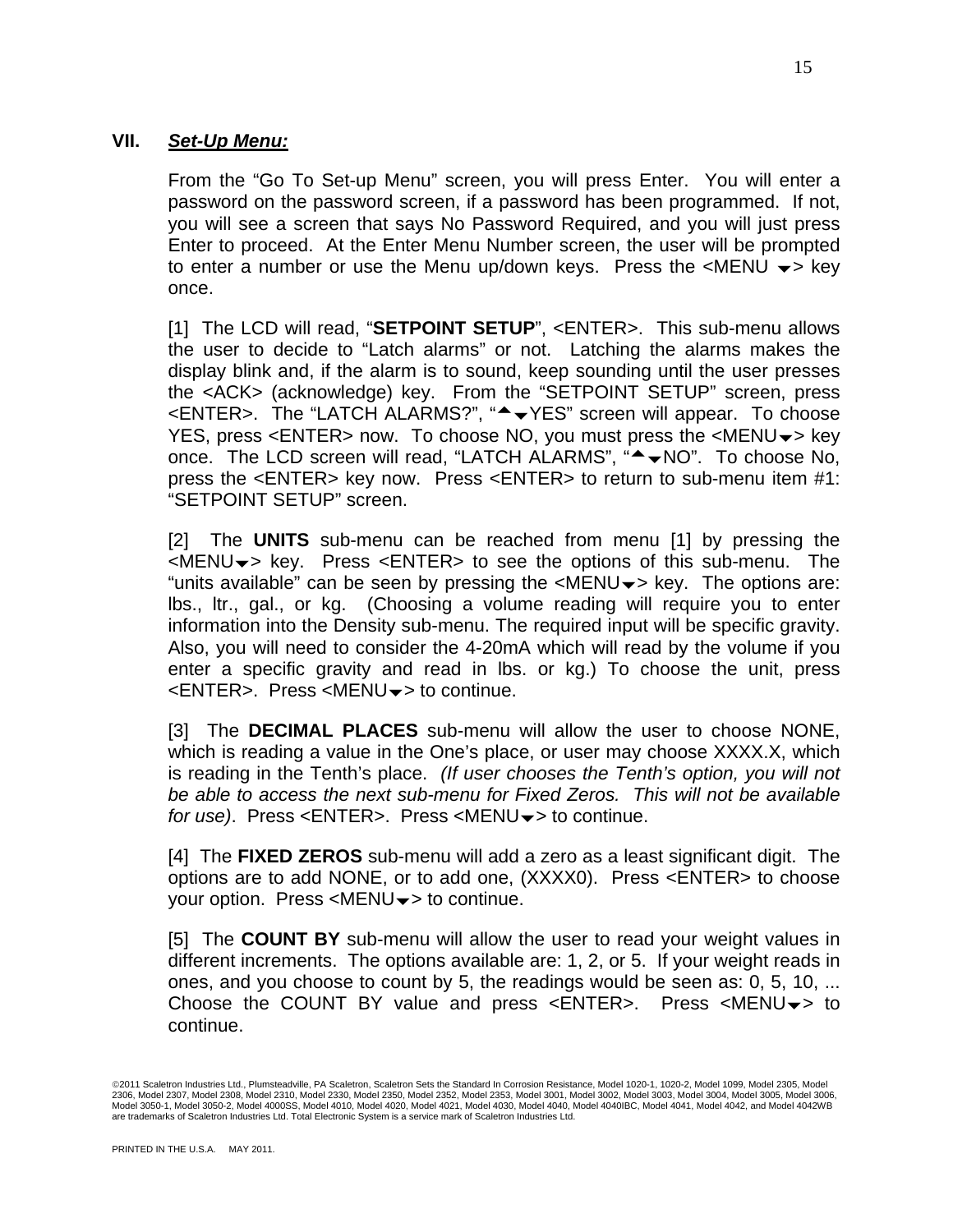## VII. ***Set-Up Menu:***

From the "Go To Set-up Menu" screen, you will press Enter. You will enter a password on the password screen, if a password has been programmed. If not, you will see a screen that says No Password Required, and you will just press Enter to proceed. At the Enter Menu Number screen, the user will be prompted to enter a number or use the Menu up/down keys. Press the <MENU ▼> key once.

[1] The LCD will read, "**SETPOINT SETUP**", <ENTER>. This sub-menu allows the user to decide to "Latch alarms" or not. Latching the alarms makes the display blink and, if the alarm is to sound, keep sounding until the user presses the <ACK> (acknowledge) key. From the "SETPOINT SETUP" screen, press <ENTER>. The "LATCH ALARMS?", "▲▼YES" screen will appear. To choose YES, press <ENTER> now. To choose NO, you must press the <MENU▼> key once. The LCD screen will read, "LATCH ALARMS", "▲▼NO". To choose No, press the <ENTER> key now. Press <ENTER> to return to sub-menu item #1: "SETPOINT SETUP" screen.

[2] The **UNITS** sub-menu can be reached from menu [1] by pressing the <MENU▼> key. Press <ENTER> to see the options of this sub-menu. The "units available" can be seen by pressing the <MENU▼> key. The options are: lbs., ltr., gal., or kg. (Choosing a volume reading will require you to enter information into the Density sub-menu. The required input will be specific gravity. Also, you will need to consider the 4-20mA which will read by the volume if you enter a specific gravity and read in lbs. or kg.) To choose the unit, press <ENTER>. Press <MENU▼> to continue.

[3] The **DECIMAL PLACES** sub-menu will allow the user to choose NONE, which is reading a value in the One's place, or user may choose XXXX.X, which is reading in the Tenth's place. *(If user chooses the Tenth's option, you will not be able to access the next sub-menu for Fixed Zeros. This will not be available for use)*. Press <ENTER>. Press <MENU▼> to continue.

[4] The **FIXED ZEROS** sub-menu will add a zero as a least significant digit. The options are to add NONE, or to add one, (XXXX0). Press <ENTER> to choose your option. Press <MENU▼> to continue.

[5] The **COUNT BY** sub-menu will allow the user to read your weight values in different increments. The options available are: 1, 2, or 5. If your weight reads in ones, and you choose to count by 5, the readings would be seen as: 0, 5, 10, ... Choose the COUNT BY value and press <ENTER>. Press <MENU▼> to continue.

©2011 Scaletron Industries Ltd., Plumsteadville, PA Scaletron, Scaletron Sets the Standard In Corrosion Resistance, Model 1020-1, 1020-2, Model 1099, Model 2305, Model 2306, Model 2307, Model 2308, Model 2310, Model 2330, Model 2350, Model 2352, Model 2353, Model 3001, Model 3002, Model 3003, Model 3004, Model 3005, Model 3006, Model 3050-1, Model 3050-2, Model 4000SS, Model 4010, Model 4020, Model 4021, Model 4030, Model 4040, Model 4040IBC, Model 4041, Model 4042, and Model 4042WB are trademarks of Scaletron Industries Ltd. Total Electronic System is a service mark of Scaletron Industries Ltd.

PRINTED IN THE U.S.A. MAY 2011.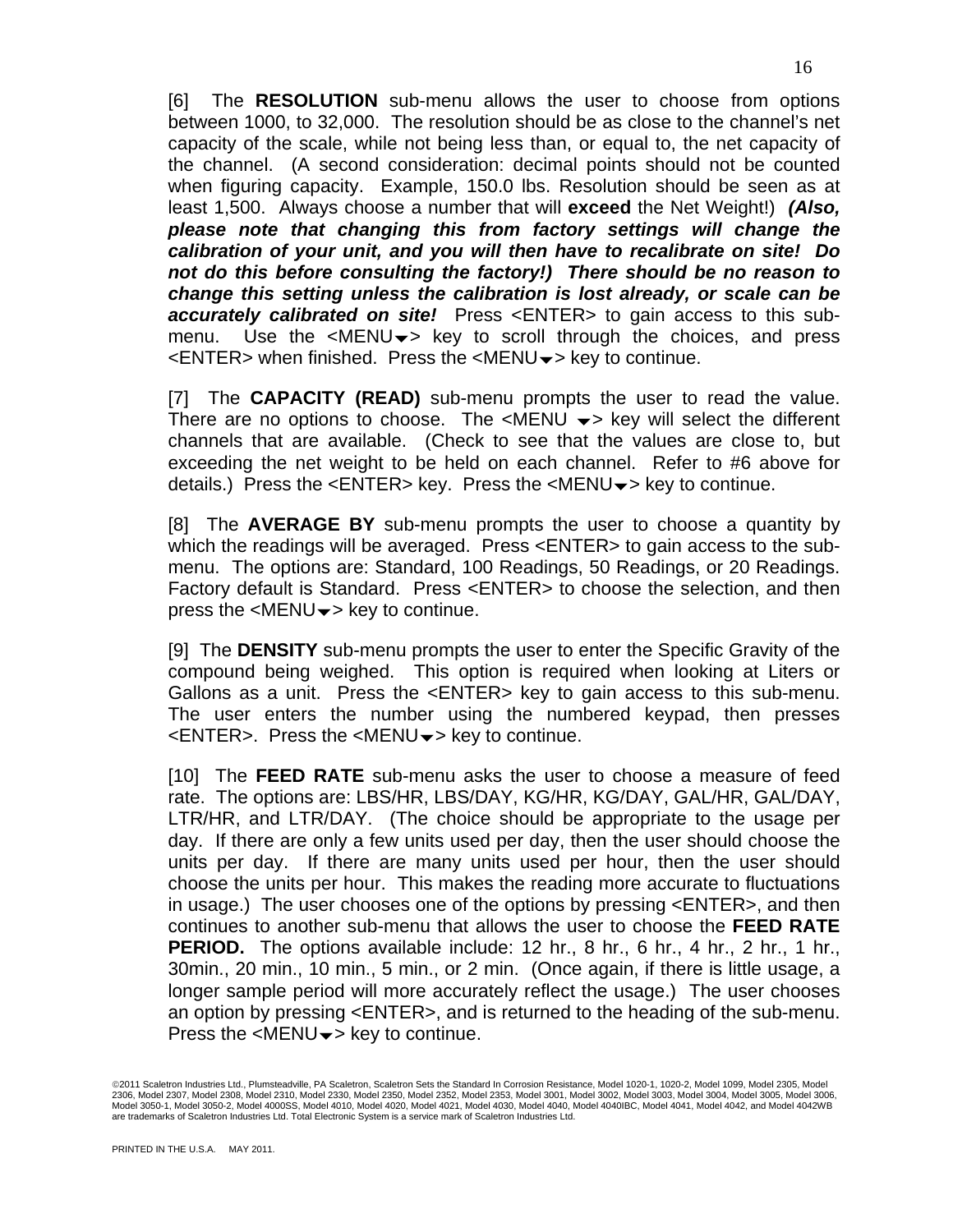[6] The **RESOLUTION** sub-menu allows the user to choose from options between 1000, to 32,000. The resolution should be as close to the channel's net capacity of the scale, while not being less than, or equal to, the net capacity of the channel. (A second consideration: decimal points should not be counted when figuring capacity. Example, 150.0 lbs. Resolution should be seen as at least 1,500. Always choose a number that will **exceed** the Net Weight!) ***(Also, please note that changing this from factory settings will change the calibration of your unit, and you will then have to recalibrate on site! Do not do this before consulting the factory!) There should be no reason to change this setting unless the calibration is lost already, or scale can be accurately calibrated on site!*** Press <ENTER> to gain access to this sub-menu. Use the <MENU▼> key to scroll through the choices, and press <ENTER> when finished. Press the <MENU▼> key to continue.

[7] The **CAPACITY (READ)** sub-menu prompts the user to read the value. There are no options to choose. The <MENU ▼> key will select the different channels that are available. (Check to see that the values are close to, but exceeding the net weight to be held on each channel. Refer to #6 above for details.) Press the <ENTER> key. Press the <MENU▼> key to continue.

[8] The **AVERAGE BY** sub-menu prompts the user to choose a quantity by which the readings will be averaged. Press <ENTER> to gain access to the sub-menu. The options are: Standard, 100 Readings, 50 Readings, or 20 Readings. Factory default is Standard. Press <ENTER> to choose the selection, and then press the <MENU▼> key to continue.

[9] The **DENSITY** sub-menu prompts the user to enter the Specific Gravity of the compound being weighed. This option is required when looking at Liters or Gallons as a unit. Press the <ENTER> key to gain access to this sub-menu. The user enters the number using the numbered keypad, then presses <ENTER>. Press the <MENU▼> key to continue.

[10] The **FEED RATE** sub-menu asks the user to choose a measure of feed rate. The options are: LBS/HR, LBS/DAY, KG/HR, KG/DAY, GAL/HR, GAL/DAY, LTR/HR, and LTR/DAY. (The choice should be appropriate to the usage per day. If there are only a few units used per day, then the user should choose the units per day. If there are many units used per hour, then the user should choose the units per hour. This makes the reading more accurate to fluctuations in usage.) The user chooses one of the options by pressing <ENTER>, and then continues to another sub-menu that allows the user to choose the **FEED RATE PERIOD.** The options available include: 12 hr., 8 hr., 6 hr., 4 hr., 2 hr., 1 hr., 30min., 20 min., 10 min., 5 min., or 2 min. (Once again, if there is little usage, a longer sample period will more accurately reflect the usage.) The user chooses an option by pressing <ENTER>, and is returned to the heading of the sub-menu. Press the <MENU▼> key to continue.

©2011 Scaletron Industries Ltd., Plumsteadville, PA Scaletron, Scaletron Sets the Standard In Corrosion Resistance, Model 1020-1, 1020-2, Model 1099, Model 2305, Model 2306, Model 2307, Model 2308, Model 2310, Model 2330, Model 2350, Model 2352, Model 2353, Model 3001, Model 3002, Model 3003, Model 3004, Model 3005, Model 3006, Model 3050-1, Model 3050-2, Model 4000SS, Model 4010, Model 4020, Model 4021, Model 4030, Model 4040, Model 4040IBC, Model 4041, Model 4042, and Model 4042WB are trademarks of Scaletron Industries Ltd. Total Electronic System is a service mark of Scaletron Industries Ltd.

PRINTED IN THE U.S.A. MAY 2011.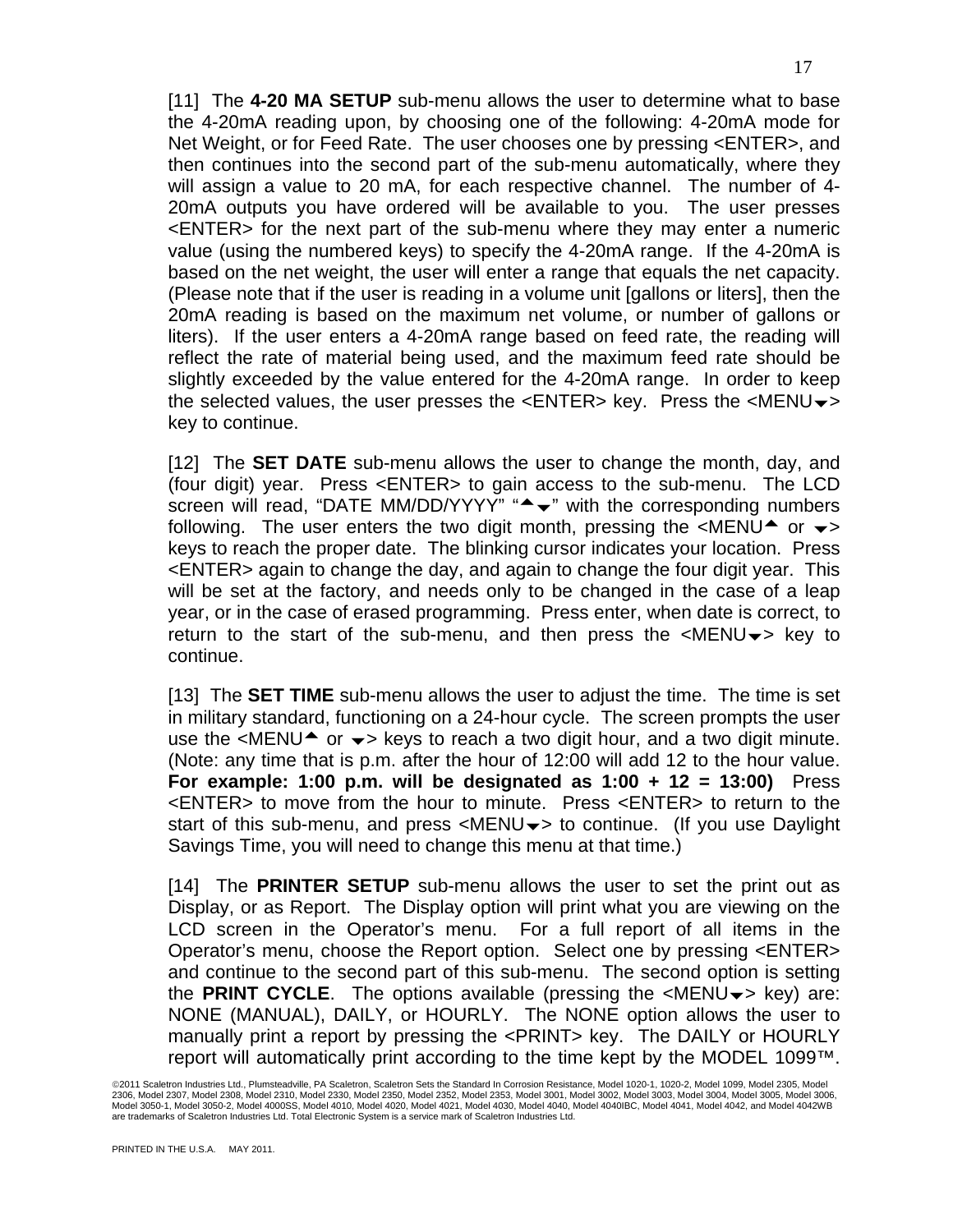[11]  The **4-20 MA SETUP** sub-menu allows the user to determine what to base the 4-20mA reading upon, by choosing one of the following: 4-20mA mode for Net Weight, or for Feed Rate.  The user chooses one by pressing <ENTER>, and then continues into the second part of the sub-menu automatically, where they will assign a value to 20 mA, for each respective channel.  The number of 4-20mA outputs you have ordered will be available to you.  The user presses <ENTER> for the next part of the sub-menu where they may enter a numeric value (using the numbered keys) to specify the 4-20mA range.  If the 4-20mA is based on the net weight, the user will enter a range that equals the net capacity.  (Please note that if the user is reading in a volume unit [gallons or liters], then the 20mA reading is based on the maximum net volume, or number of gallons or liters).  If the user enters a 4-20mA range based on feed rate, the reading will reflect the rate of material being used, and the maximum feed rate should be slightly exceeded by the value entered for the 4-20mA range.  In order to keep the selected values, the user presses the <ENTER> key.  Press the <MENU▼> key to continue.

[12]  The **SET DATE** sub-menu allows the user to change the month, day, and (four digit) year.  Press <ENTER> to gain access to the sub-menu.  The LCD screen will read, "DATE MM/DD/YYYY" "▲▼" with the corresponding numbers following.  The user enters the two digit month, pressing the <MENU▲ or ▼> keys to reach the proper date.  The blinking cursor indicates your location.  Press <ENTER> again to change the day, and again to change the four digit year.  This will be set at the factory, and needs only to be changed in the case of a leap year, or in the case of erased programming.  Press enter, when date is correct, to return to the start of the sub-menu, and then press the <MENU▼> key to continue.

[13]  The **SET TIME** sub-menu allows the user to adjust the time.  The time is set in military standard, functioning on a 24-hour cycle.  The screen prompts the user use the <MENU▲ or ▼> keys to reach a two digit hour, and a two digit minute.  (Note: any time that is p.m. after the hour of 12:00 will add 12 to the hour value.  **For example: 1:00 p.m. will be designated as 1:00 + 12 = 13:00)**  Press <ENTER> to move from the hour to minute.  Press <ENTER> to return to the start of this sub-menu, and press <MENU▼> to continue.  (If you use Daylight Savings Time, you will need to change this menu at that time.)

[14]  The **PRINTER SETUP** sub-menu allows the user to set the print out as Display, or as Report.  The Display option will print what you are viewing on the LCD screen in the Operator's menu.  For a full report of all items in the Operator's menu, choose the Report option.  Select one by pressing <ENTER> and continue to the second part of this sub-menu.  The second option is setting the **PRINT CYCLE**.  The options available (pressing the <MENU▼> key) are: NONE (MANUAL), DAILY, or HOURLY.  The NONE option allows the user to manually print a report by pressing the <PRINT> key.  The DAILY or HOURLY report will automatically print according to the time kept by the MODEL 1099™.

©2011 Scaletron Industries Ltd., Plumsteadville, PA Scaletron, Scaletron Sets the Standard In Corrosion Resistance, Model 1020-1, 1020-2, Model 1099, Model 2305, Model 2306, Model 2307, Model 2308, Model 2310, Model 2330, Model 2350, Model 2352, Model 2353, Model 3001, Model 3002, Model 3003, Model 3004, Model 3005, Model 3006, Model 3050-1, Model 3050-2, Model 4000SS, Model 4010, Model 4020, Model 4021, Model 4030, Model 4040, Model 4040IBC, Model 4041, Model 4042, and Model 4042WB are trademarks of Scaletron Industries Ltd. Total Electronic System is a service mark of Scaletron Industries Ltd.

PRINTED IN THE U.S.A.    MAY 2011.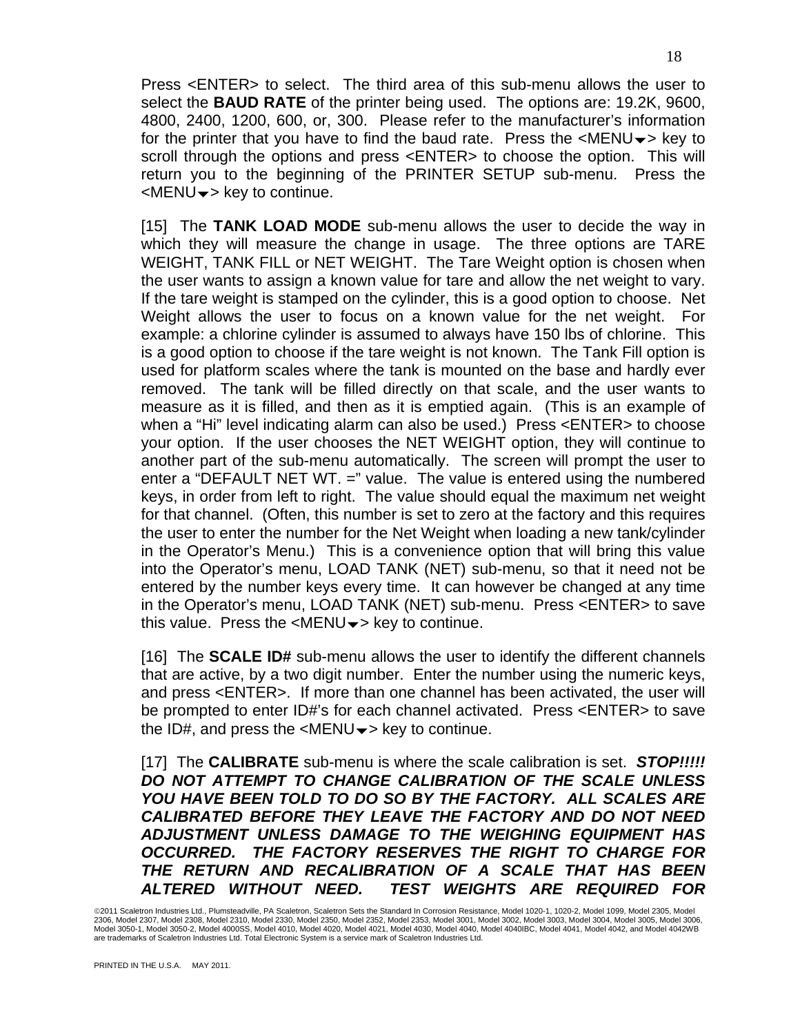Press <ENTER> to select. The third area of this sub-menu allows the user to select the **BAUD RATE** of the printer being used. The options are: 19.2K, 9600, 4800, 2400, 1200, 600, or, 300. Please refer to the manufacturer's information for the printer that you have to find the baud rate. Press the <MENU▼> key to scroll through the options and press <ENTER> to choose the option. This will return you to the beginning of the PRINTER SETUP sub-menu. Press the <MENU▼> key to continue.

[15] The **TANK LOAD MODE** sub-menu allows the user to decide the way in which they will measure the change in usage. The three options are TARE WEIGHT, TANK FILL or NET WEIGHT. The Tare Weight option is chosen when the user wants to assign a known value for tare and allow the net weight to vary. If the tare weight is stamped on the cylinder, this is a good option to choose. Net Weight allows the user to focus on a known value for the net weight. For example: a chlorine cylinder is assumed to always have 150 lbs of chlorine. This is a good option to choose if the tare weight is not known. The Tank Fill option is used for platform scales where the tank is mounted on the base and hardly ever removed. The tank will be filled directly on that scale, and the user wants to measure as it is filled, and then as it is emptied again. (This is an example of when a "Hi" level indicating alarm can also be used.) Press <ENTER> to choose your option. If the user chooses the NET WEIGHT option, they will continue to another part of the sub-menu automatically. The screen will prompt the user to enter a "DEFAULT NET WT. =" value. The value is entered using the numbered keys, in order from left to right. The value should equal the maximum net weight for that channel. (Often, this number is set to zero at the factory and this requires the user to enter the number for the Net Weight when loading a new tank/cylinder in the Operator's Menu.) This is a convenience option that will bring this value into the Operator's menu, LOAD TANK (NET) sub-menu, so that it need not be entered by the number keys every time. It can however be changed at any time in the Operator's menu, LOAD TANK (NET) sub-menu. Press <ENTER> to save this value. Press the <MENU▼> key to continue.

[16] The **SCALE ID#** sub-menu allows the user to identify the different channels that are active, by a two digit number. Enter the number using the numeric keys, and press <ENTER>. If more than one channel has been activated, the user will be prompted to enter ID#'s for each channel activated. Press <ENTER> to save the ID#, and press the <MENU▼> key to continue.

[17] The **CALIBRATE** sub-menu is where the scale calibration is set. ***STOP!!!!! DO NOT ATTEMPT TO CHANGE CALIBRATION OF THE SCALE UNLESS YOU HAVE BEEN TOLD TO DO SO BY THE FACTORY. ALL SCALES ARE CALIBRATED BEFORE THEY LEAVE THE FACTORY AND DO NOT NEED ADJUSTMENT UNLESS DAMAGE TO THE WEIGHING EQUIPMENT HAS OCCURRED. THE FACTORY RESERVES THE RIGHT TO CHARGE FOR THE RETURN AND RECALIBRATION OF A SCALE THAT HAS BEEN ALTERED WITHOUT NEED. TEST WEIGHTS ARE REQUIRED FOR***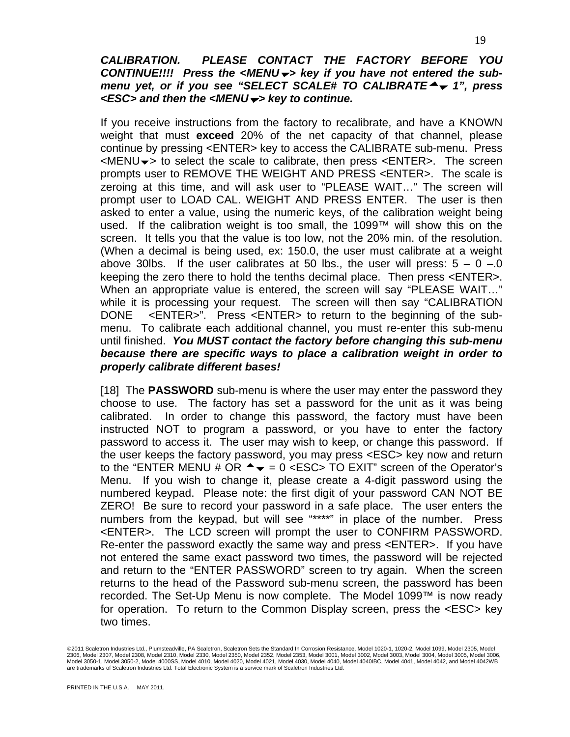***CALIBRATION. PLEASE CONTACT THE FACTORY BEFORE YOU CONTINUE!!!! Press the <MENU ▼> key if you have not entered the sub-menu yet, or if you see "SELECT SCALE# TO CALIBRATE ▲▼ 1", press <ESC> and then the <MENU ▼> key to continue.***

If you receive instructions from the factory to recalibrate, and have a KNOWN weight that must **exceed** 20% of the net capacity of that channel, please continue by pressing <ENTER> key to access the CALIBRATE sub-menu. Press <MENU▼> to select the scale to calibrate, then press <ENTER>. The screen prompts user to REMOVE THE WEIGHT AND PRESS <ENTER>. The scale is zeroing at this time, and will ask user to "PLEASE WAIT…" The screen will prompt user to LOAD CAL. WEIGHT AND PRESS ENTER. The user is then asked to enter a value, using the numeric keys, of the calibration weight being used. If the calibration weight is too small, the 1099™ will show this on the screen. It tells you that the value is too low, not the 20% min. of the resolution. (When a decimal is being used, ex: 150.0, the user must calibrate at a weight above 30lbs. If the user calibrates at 50 lbs., the user will press: 5 – 0 –.0 keeping the zero there to hold the tenths decimal place. Then press <ENTER>. When an appropriate value is entered, the screen will say "PLEASE WAIT…" while it is processing your request. The screen will then say "CALIBRATION DONE <ENTER>". Press <ENTER> to return to the beginning of the sub-menu. To calibrate each additional channel, you must re-enter this sub-menu until finished. ***You MUST contact the factory before changing this sub-menu because there are specific ways to place a calibration weight in order to properly calibrate different bases!***

[18] The **PASSWORD** sub-menu is where the user may enter the password they choose to use. The factory has set a password for the unit as it was being calibrated. In order to change this password, the factory must have been instructed NOT to program a password, or you have to enter the factory password to access it. The user may wish to keep, or change this password. If the user keeps the factory password, you may press <ESC> key now and return to the "ENTER MENU # OR ▲▼ = 0 <ESC> TO EXIT" screen of the Operator's Menu. If you wish to change it, please create a 4-digit password using the numbered keypad. Please note: the first digit of your password CAN NOT BE ZERO! Be sure to record your password in a safe place. The user enters the numbers from the keypad, but will see "****" in place of the number. Press <ENTER>. The LCD screen will prompt the user to CONFIRM PASSWORD. Re-enter the password exactly the same way and press <ENTER>. If you have not entered the same exact password two times, the password will be rejected and return to the "ENTER PASSWORD" screen to try again. When the screen returns to the head of the Password sub-menu screen, the password has been recorded. The Set-Up Menu is now complete. The Model 1099™ is now ready for operation. To return to the Common Display screen, press the <ESC> key two times.

©2011 Scaletron Industries Ltd., Plumsteadville, PA Scaletron, Scaletron Sets the Standard In Corrosion Resistance, Model 1020-1, 1020-2, Model 1099, Model 2305, Model 2306, Model 2307, Model 2308, Model 2310, Model 2330, Model 2350, Model 2352, Model 2353, Model 3001, Model 3002, Model 3003, Model 3004, Model 3005, Model 3006, Model 3050-1, Model 3050-2, Model 4000SS, Model 4010, Model 4020, Model 4021, Model 4030, Model 4040, Model 4040IBC, Model 4041, Model 4042, and Model 4042WB are trademarks of Scaletron Industries Ltd. Total Electronic System is a service mark of Scaletron Industries Ltd.

PRINTED IN THE U.S.A. MAY 2011.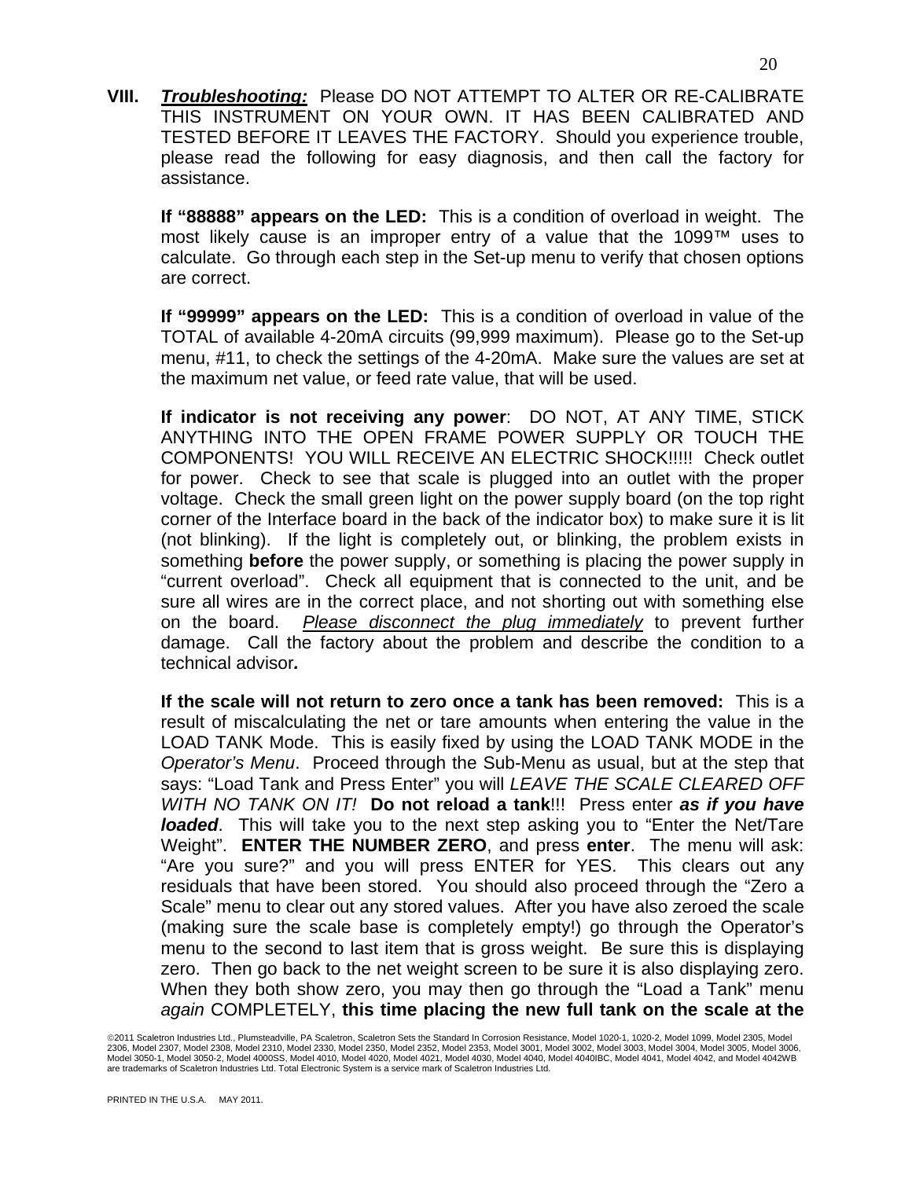**VIII.** ***Troubleshooting:*** Please DO NOT ATTEMPT TO ALTER OR RE-CALIBRATE THIS INSTRUMENT ON YOUR OWN. IT HAS BEEN CALIBRATED AND TESTED BEFORE IT LEAVES THE FACTORY. Should you experience trouble, please read the following for easy diagnosis, and then call the factory for assistance.

**If “88888” appears on the LED:** This is a condition of overload in weight. The most likely cause is an improper entry of a value that the 1099™ uses to calculate. Go through each step in the Set-up menu to verify that chosen options are correct.

**If “99999” appears on the LED:** This is a condition of overload in value of the TOTAL of available 4-20mA circuits (99,999 maximum). Please go to the Set-up menu, #11, to check the settings of the 4-20mA. Make sure the values are set at the maximum net value, or feed rate value, that will be used.

**If indicator is not receiving any power**: DO NOT, AT ANY TIME, STICK ANYTHING INTO THE OPEN FRAME POWER SUPPLY OR TOUCH THE COMPONENTS! YOU WILL RECEIVE AN ELECTRIC SHOCK!!!!! Check outlet for power. Check to see that scale is plugged into an outlet with the proper voltage. Check the small green light on the power supply board (on the top right corner of the Interface board in the back of the indicator box) to make sure it is lit (not blinking). If the light is completely out, or blinking, the problem exists in something **before** the power supply, or something is placing the power supply in “current overload”. Check all equipment that is connected to the unit, and be sure all wires are in the correct place, and not shorting out with something else on the board. *Please disconnect the plug immediately* to prevent further damage. Call the factory about the problem and describe the condition to a technical advisor***.***

**If the scale will not return to zero once a tank has been removed:** This is a result of miscalculating the net or tare amounts when entering the value in the LOAD TANK Mode. This is easily fixed by using the LOAD TANK MODE in the *Operator’s Menu*. Proceed through the Sub-Menu as usual, but at the step that says: “Load Tank and Press Enter” you will *LEAVE THE SCALE CLEARED OFF WITH NO TANK ON IT!* **Do not reload a tank**!!! Press enter ***as if you have loaded***. This will take you to the next step asking you to “Enter the Net/Tare Weight”. **ENTER THE NUMBER ZERO**, and press **enter**. The menu will ask: “Are you sure?” and you will press ENTER for YES. This clears out any residuals that have been stored. You should also proceed through the “Zero a Scale” menu to clear out any stored values. After you have also zeroed the scale (making sure the scale base is completely empty!) go through the Operator’s menu to the second to last item that is gross weight. Be sure this is displaying zero. Then go back to the net weight screen to be sure it is also displaying zero. When they both show zero, you may then go through the “Load a Tank” menu *again* COMPLETELY, **this time placing the new full tank on the scale at the**

©2011 Scaletron Industries Ltd., Plumsteadville, PA Scaletron, Scaletron Sets the Standard In Corrosion Resistance, Model 1020-1, 1020-2, Model 1099, Model 2305, Model 2306, Model 2307, Model 2308, Model 2310, Model 2330, Model 2350, Model 2352, Model 2353, Model 3001, Model 3002, Model 3003, Model 3004, Model 3005, Model 3006, Model 3050-1, Model 3050-2, Model 4000SS, Model 4010, Model 4020, Model 4021, Model 4030, Model 4040, Model 4040IBC, Model 4041, Model 4042, and Model 4042WB are trademarks of Scaletron Industries Ltd. Total Electronic System is a service mark of Scaletron Industries Ltd.

PRINTED IN THE U.S.A. MAY 2011.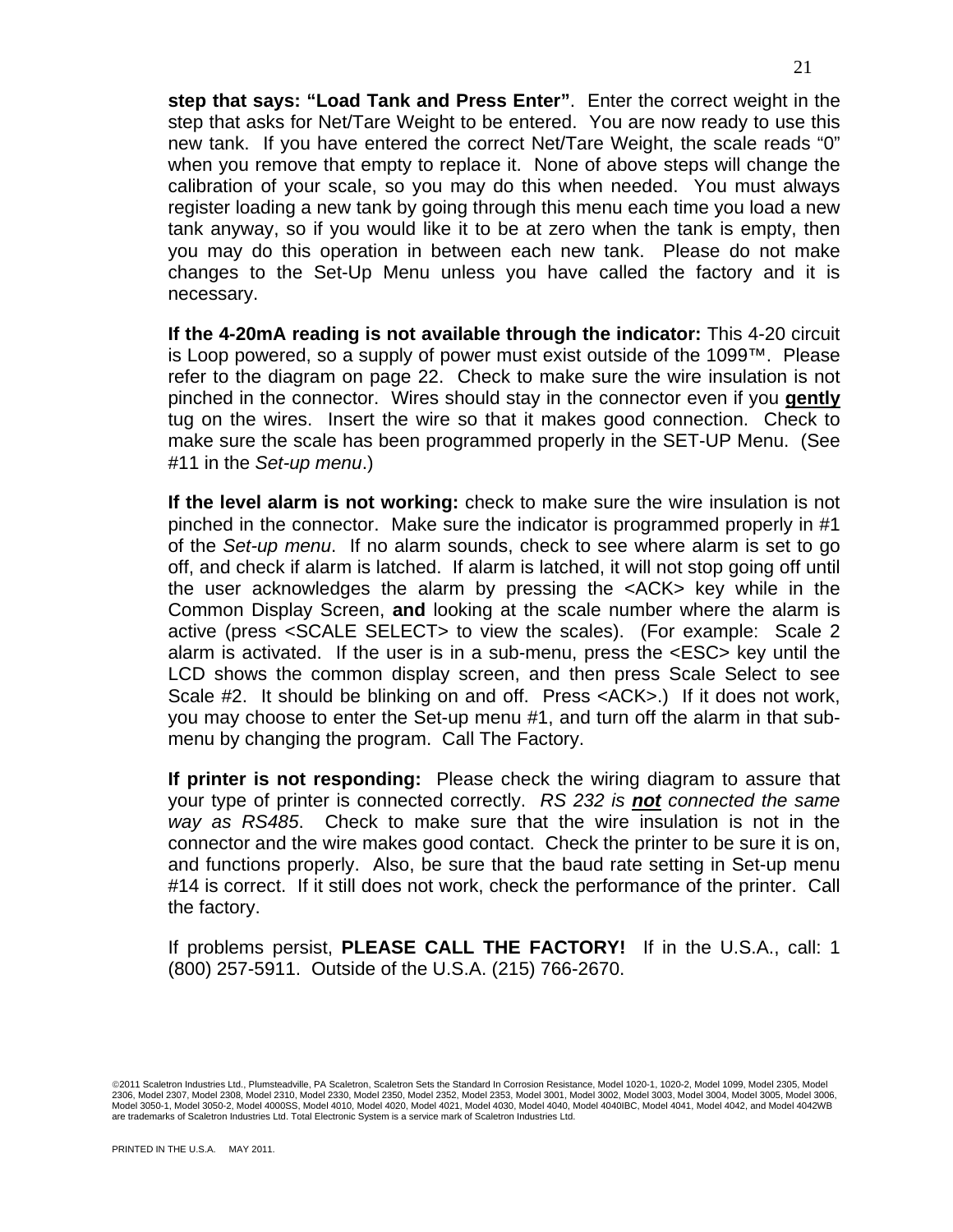**step that says: "Load Tank and Press Enter"**. Enter the correct weight in the step that asks for Net/Tare Weight to be entered. You are now ready to use this new tank. If you have entered the correct Net/Tare Weight, the scale reads "0" when you remove that empty to replace it. None of above steps will change the calibration of your scale, so you may do this when needed. You must always register loading a new tank by going through this menu each time you load a new tank anyway, so if you would like it to be at zero when the tank is empty, then you may do this operation in between each new tank. Please do not make changes to the Set-Up Menu unless you have called the factory and it is necessary.

**If the 4-20mA reading is not available through the indicator:** This 4-20 circuit is Loop powered, so a supply of power must exist outside of the 1099™. Please refer to the diagram on page 22. Check to make sure the wire insulation is not pinched in the connector. Wires should stay in the connector even if you **gently** tug on the wires. Insert the wire so that it makes good connection. Check to make sure the scale has been programmed properly in the SET-UP Menu. (See #11 in the *Set-up menu*.)

**If the level alarm is not working:** check to make sure the wire insulation is not pinched in the connector. Make sure the indicator is programmed properly in #1 of the *Set-up menu*. If no alarm sounds, check to see where alarm is set to go off, and check if alarm is latched. If alarm is latched, it will not stop going off until the user acknowledges the alarm by pressing the <ACK> key while in the Common Display Screen, **and** looking at the scale number where the alarm is active (press <SCALE SELECT> to view the scales). (For example: Scale 2 alarm is activated. If the user is in a sub-menu, press the <ESC> key until the LCD shows the common display screen, and then press Scale Select to see Scale #2. It should be blinking on and off. Press <ACK>.) If it does not work, you may choose to enter the Set-up menu #1, and turn off the alarm in that sub-menu by changing the program. Call The Factory.

**If printer is not responding:** Please check the wiring diagram to assure that your type of printer is connected correctly. *RS 232 is **not** connected the same way as RS485*. Check to make sure that the wire insulation is not in the connector and the wire makes good contact. Check the printer to be sure it is on, and functions properly. Also, be sure that the baud rate setting in Set-up menu #14 is correct. If it still does not work, check the performance of the printer. Call the factory.

If problems persist, **PLEASE CALL THE FACTORY!** If in the U.S.A., call: 1 (800) 257-5911. Outside of the U.S.A. (215) 766-2670.

©2011 Scaletron Industries Ltd., Plumsteadville, PA Scaletron, Scaletron Sets the Standard In Corrosion Resistance, Model 1020-1, 1020-2, Model 1099, Model 2305, Model 2306, Model 2307, Model 2308, Model 2310, Model 2330, Model 2350, Model 2352, Model 2353, Model 3001, Model 3002, Model 3003, Model 3004, Model 3005, Model 3006, Model 3050-1, Model 3050-2, Model 4000SS, Model 4010, Model 4020, Model 4021, Model 4030, Model 4040, Model 4040IBC, Model 4041, Model 4042, and Model 4042WB are trademarks of Scaletron Industries Ltd. Total Electronic System is a service mark of Scaletron Industries Ltd.

PRINTED IN THE U.S.A. MAY 2011.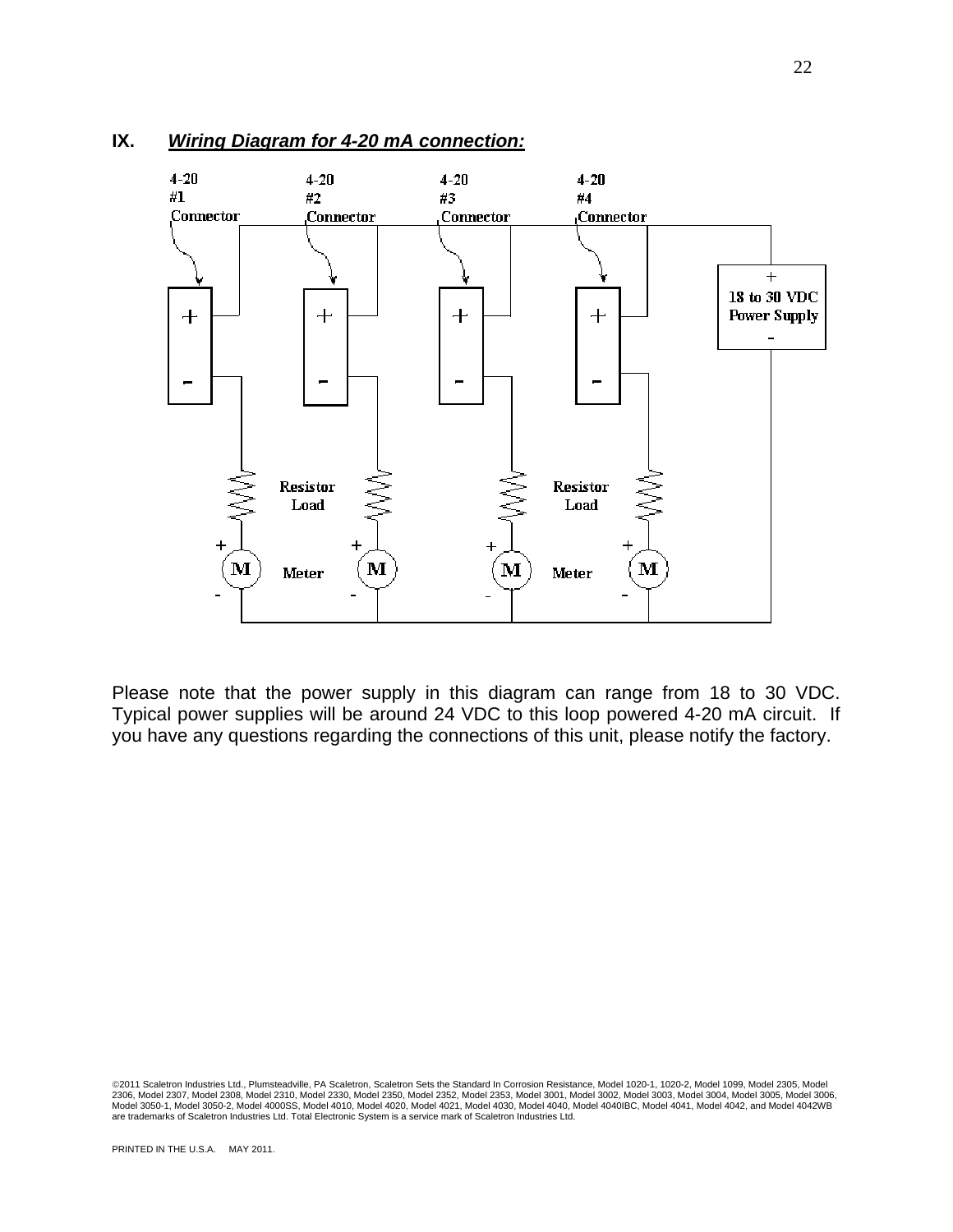## IX. ***Wiring Diagram for 4-20 mA connection:***

4-20 #1 Connector | 4-20 #2 Connector | 4-20 #3 Connector | 4-20 #4 Connector

18 to 30 VDC Power Supply

Resistor Load | Resistor Load

Meter | Meter

Please note that the power supply in this diagram can range from 18 to 30 VDC. Typical power supplies will be around 24 VDC to this loop powered 4-20 mA circuit. If you have any questions regarding the connections of this unit, please notify the factory.

©2011 Scaletron Industries Ltd., Plumsteadville, PA Scaletron, Scaletron Sets the Standard In Corrosion Resistance, Model 1020-1, 1020-2, Model 1099, Model 2305, Model 2306, Model 2307, Model 2308, Model 2310, Model 2330, Model 2350, Model 2352, Model 2353, Model 3001, Model 3002, Model 3003, Model 3004, Model 3005, Model 3006, Model 3050-1, Model 3050-2, Model 4000SS, Model 4010, Model 4020, Model 4021, Model 4030, Model 4040, Model 4040IBC, Model 4041, Model 4042, and Model 4042WB are trademarks of Scaletron Industries Ltd. Total Electronic System is a service mark of Scaletron Industries Ltd.

PRINTED IN THE U.S.A. MAY 2011.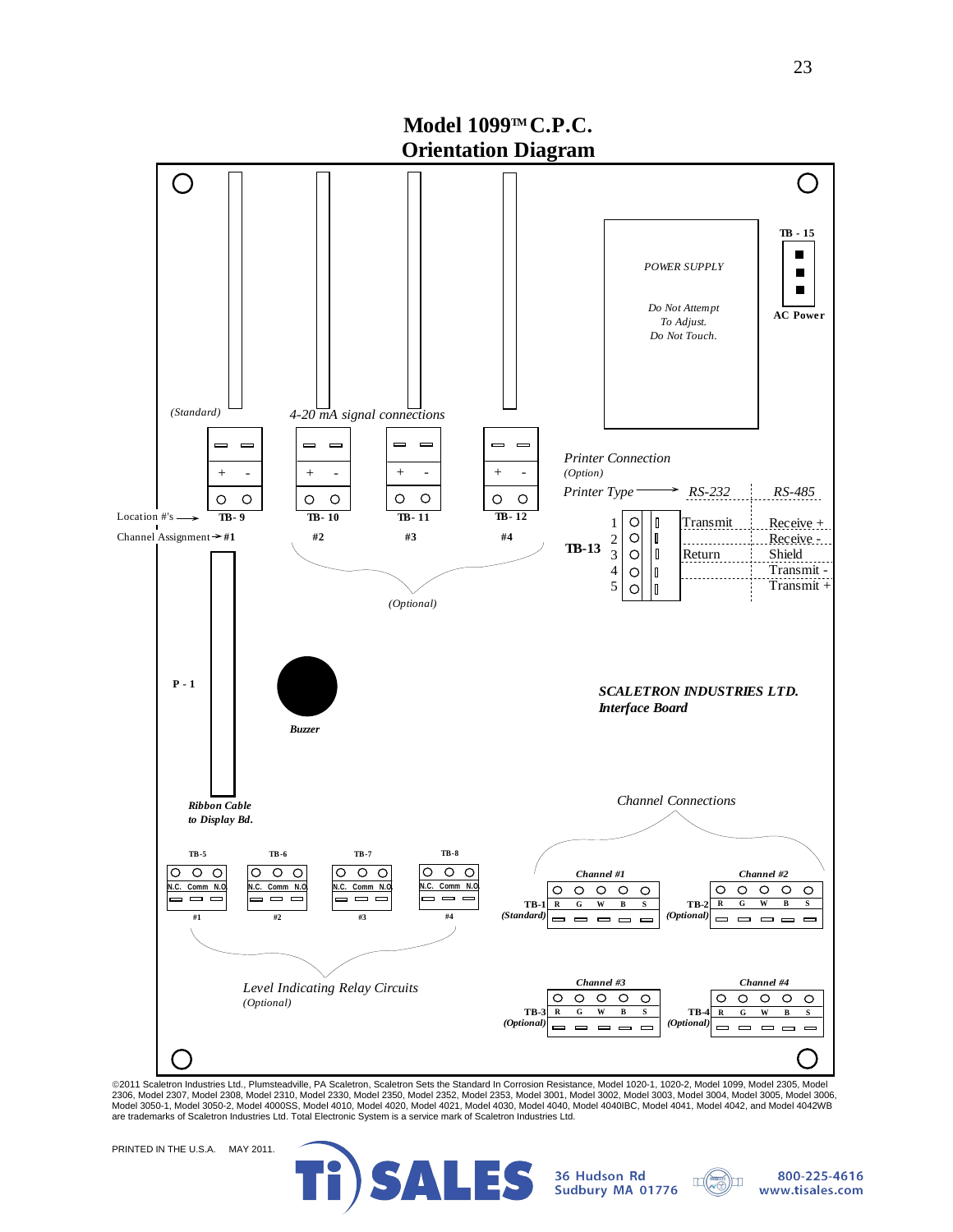# Model 1099™ C.P.C.
# Orientation Diagram

POWER SUPPLY

Do Not Attempt
To Adjust.
Do Not Touch.

TB - 15

AC Power

(Standard)

4-20 mA signal connections

+ -

Location #'s → TB- 9 TB- 10 TB- 11 TB- 12

Channel Assignment → #1 #2 #3 #4

(Optional)

Printer Connection
(Option)

Printer Type → RS-232 RS-485

| TB-13 | RS-232 | RS-485 |
|---|---|---|
| 1 | Transmit | Receive + |
| 2 | | Receive - |
| 3 | Return | Shield |
| 4 | | Transmit - |
| 5 | | Transmit + |

P - 1

Buzzer

Ribbon Cable
to Display Bd.

SCALETRON INDUSTRIES LTD.
Interface Board

Channel Connections

TB-5 TB-6 TB-7 TB-8

N.C. Comm N.O

#1 #2 #3 #4

Level Indicating Relay Circuits
(Optional)

Channel #1 — TB-1 (Standard) — R G W B S

Channel #2 — TB-2 (Optional) — R G W B S

Channel #3 — TB-3 (Optional) — R G W B S

Channel #4 — TB-4 (Optional) — R G W B S

©2011 Scaletron Industries Ltd., Plumsteadville, PA Scaletron, Scaletron Sets the Standard In Corrosion Resistance, Model 1020-1, 1020-2, Model 1099, Model 2305, Model 2306, Model 2307, Model 2308, Model 2310, Model 2330, Model 2350, Model 2352, Model 2353, Model 3001, Model 3002, Model 3003, Model 3004, Model 3005, Model 3006, Model 3050-1, Model 3050-2, Model 4000SS, Model 4010, Model 4020, Model 4021, Model 4030, Model 4040, Model 4040IBC, Model 4041, Model 4042, and Model 4042WB are trademarks of Scaletron Industries Ltd. Total Electronic System is a service mark of Scaletron Industries Ltd.

PRINTED IN THE U.S.A. MAY 2011.

Ti SALES 36 Hudson Rd Sudbury MA 01776 800-225-4616 www.tisales.com